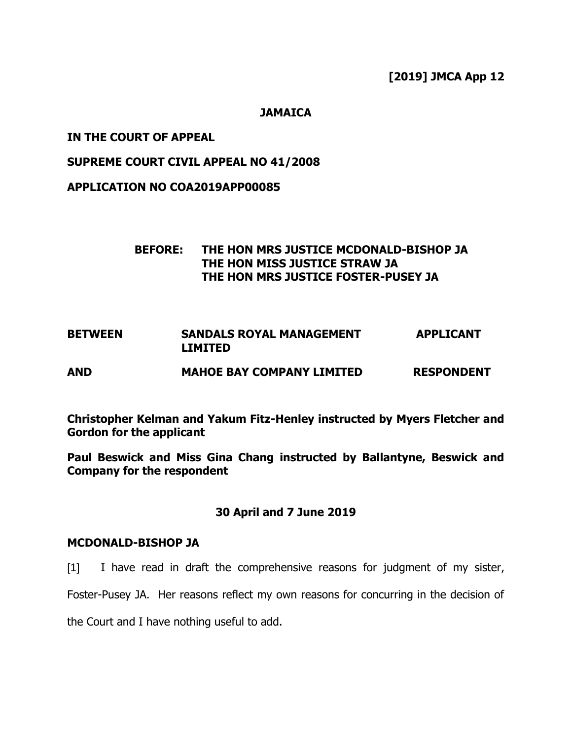**[2019] JMCA App 12**

**JAMAICA**

**IN THE COURT OF APPEAL**

**SUPREME COURT CIVIL APPEAL NO 41/2008**

**APPLICATION NO COA2019APP00085**

**BEFORE: THE HON MRS JUSTICE MCDONALD-BISHOP JA**
**THE HON MISS JUSTICE STRAW JA**
**THE HON MRS JUSTICE FOSTER-PUSEY JA**

| | | |
|---|---|---|
| **BETWEEN** | **SANDALS ROYAL MANAGEMENT LIMITED** | **APPLICANT** |
| **AND** | **MAHOE BAY COMPANY LIMITED** | **RESPONDENT** |

**Christopher Kelman and Yakum Fitz-Henley instructed by Myers Fletcher and Gordon for the applicant**

**Paul Beswick and Miss Gina Chang instructed by Ballantyne, Beswick and Company for the respondent**

**30 April and 7 June 2019**

**MCDONALD-BISHOP JA**

[1] I have read in draft the comprehensive reasons for judgment of my sister, Foster-Pusey JA. Her reasons reflect my own reasons for concurring in the decision of the Court and I have nothing useful to add.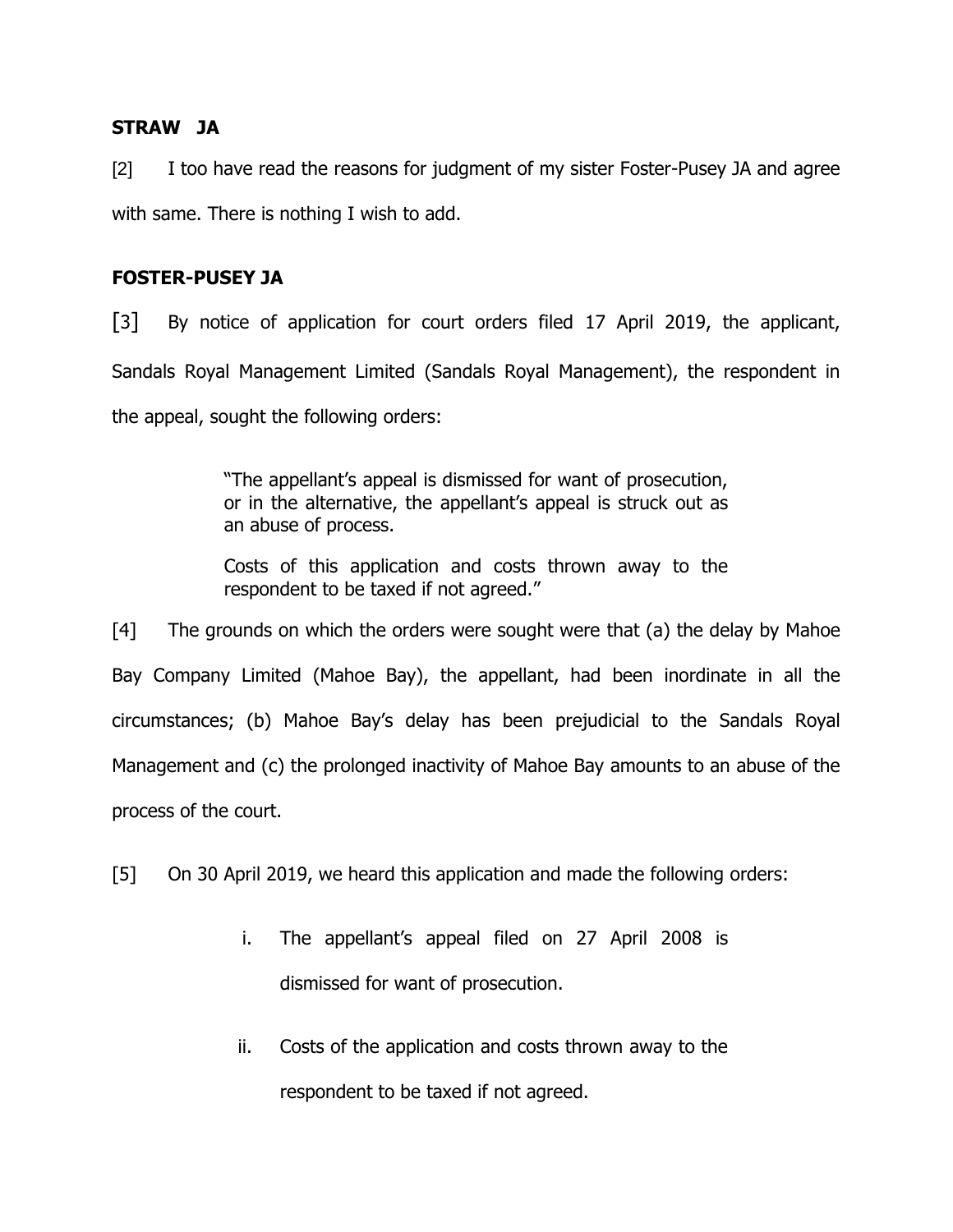**STRAW JA**

[2] I too have read the reasons for judgment of my sister Foster-Pusey JA and agree with same. There is nothing I wish to add.

**FOSTER-PUSEY JA**

[3] By notice of application for court orders filed 17 April 2019, the applicant, Sandals Royal Management Limited (Sandals Royal Management), the respondent in the appeal, sought the following orders:

> "The appellant's appeal is dismissed for want of prosecution, or in the alternative, the appellant's appeal is struck out as an abuse of process.
>
> Costs of this application and costs thrown away to the respondent to be taxed if not agreed."

[4] The grounds on which the orders were sought were that (a) the delay by Mahoe Bay Company Limited (Mahoe Bay), the appellant, had been inordinate in all the circumstances; (b) Mahoe Bay's delay has been prejudicial to the Sandals Royal Management and (c) the prolonged inactivity of Mahoe Bay amounts to an abuse of the process of the court.

[5] On 30 April 2019, we heard this application and made the following orders:

i. The appellant's appeal filed on 27 April 2008 is dismissed for want of prosecution.

ii. Costs of the application and costs thrown away to the respondent to be taxed if not agreed.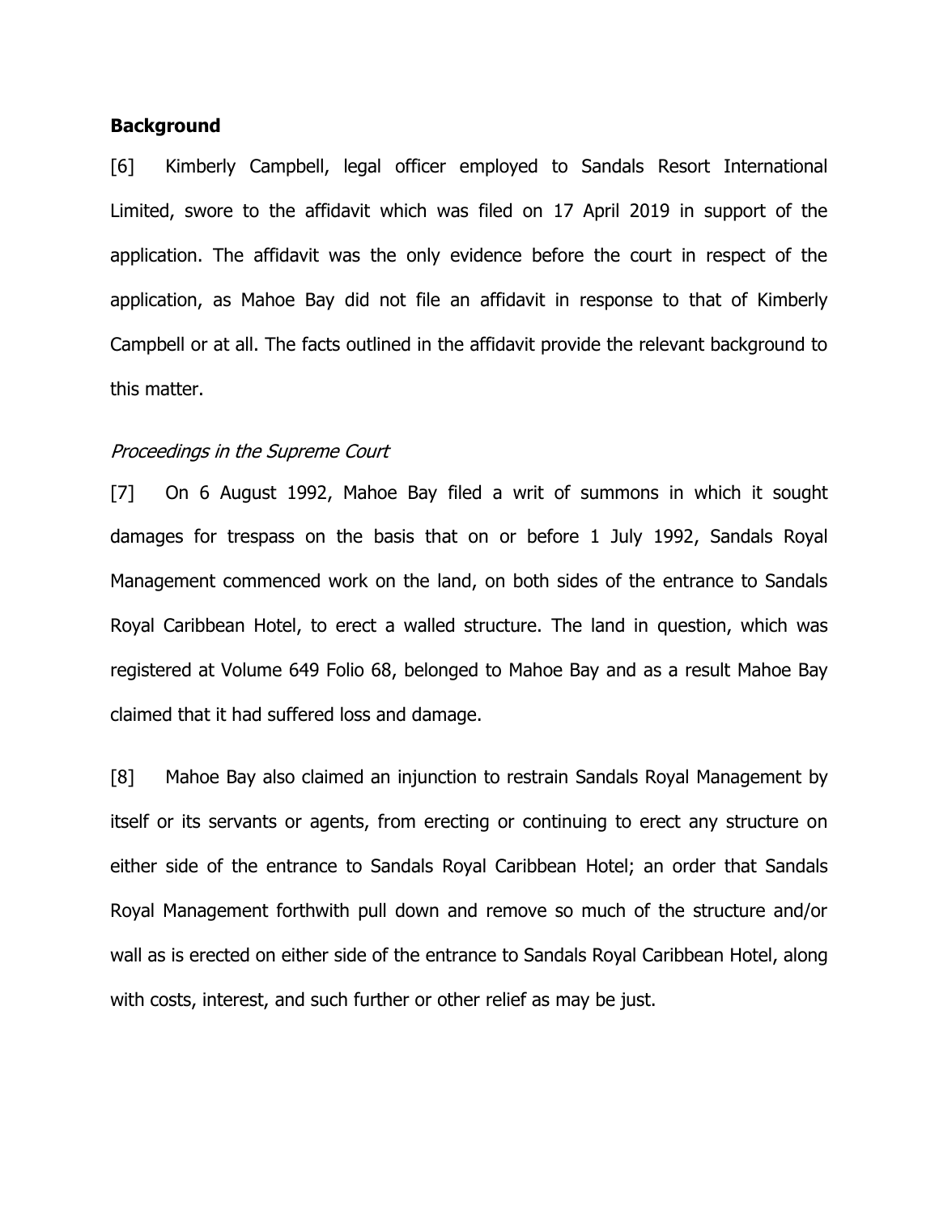## Background

[6] Kimberly Campbell, legal officer employed to Sandals Resort International Limited, swore to the affidavit which was filed on 17 April 2019 in support of the application. The affidavit was the only evidence before the court in respect of the application, as Mahoe Bay did not file an affidavit in response to that of Kimberly Campbell or at all. The facts outlined in the affidavit provide the relevant background to this matter.

### *Proceedings in the Supreme Court*

[7] On 6 August 1992, Mahoe Bay filed a writ of summons in which it sought damages for trespass on the basis that on or before 1 July 1992, Sandals Royal Management commenced work on the land, on both sides of the entrance to Sandals Royal Caribbean Hotel, to erect a walled structure. The land in question, which was registered at Volume 649 Folio 68, belonged to Mahoe Bay and as a result Mahoe Bay claimed that it had suffered loss and damage.

[8] Mahoe Bay also claimed an injunction to restrain Sandals Royal Management by itself or its servants or agents, from erecting or continuing to erect any structure on either side of the entrance to Sandals Royal Caribbean Hotel; an order that Sandals Royal Management forthwith pull down and remove so much of the structure and/or wall as is erected on either side of the entrance to Sandals Royal Caribbean Hotel, along with costs, interest, and such further or other relief as may be just.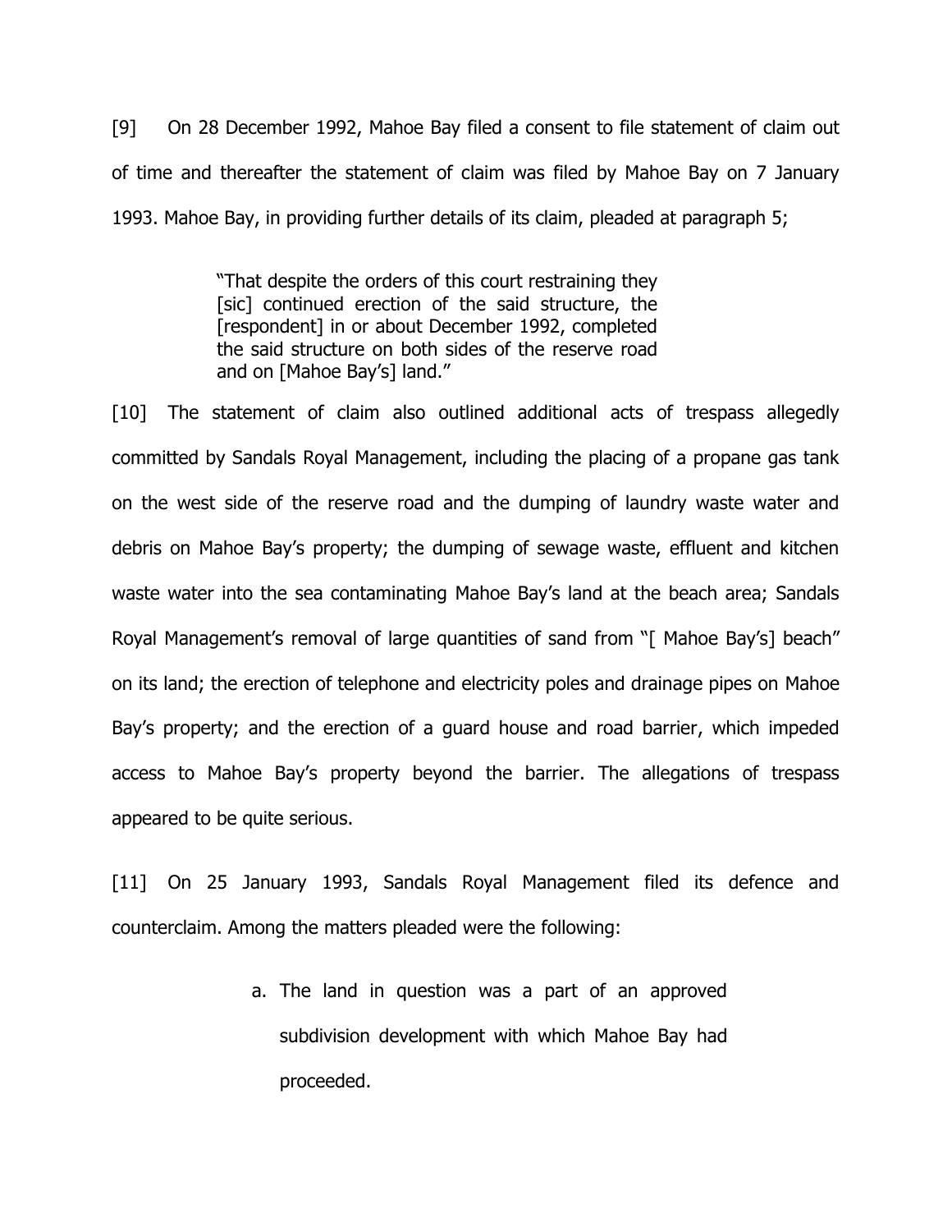[9] On 28 December 1992, Mahoe Bay filed a consent to file statement of claim out of time and thereafter the statement of claim was filed by Mahoe Bay on 7 January 1993. Mahoe Bay, in providing further details of its claim, pleaded at paragraph 5;

> "That despite the orders of this court restraining they [sic] continued erection of the said structure, the [respondent] in or about December 1992, completed the said structure on both sides of the reserve road and on [Mahoe Bay's] land."

[10] The statement of claim also outlined additional acts of trespass allegedly committed by Sandals Royal Management, including the placing of a propane gas tank on the west side of the reserve road and the dumping of laundry waste water and debris on Mahoe Bay's property; the dumping of sewage waste, effluent and kitchen waste water into the sea contaminating Mahoe Bay's land at the beach area; Sandals Royal Management's removal of large quantities of sand from "[ Mahoe Bay's] beach" on its land; the erection of telephone and electricity poles and drainage pipes on Mahoe Bay's property; and the erection of a guard house and road barrier, which impeded access to Mahoe Bay's property beyond the barrier. The allegations of trespass appeared to be quite serious.

[11] On 25 January 1993, Sandals Royal Management filed its defence and counterclaim. Among the matters pleaded were the following:

a. The land in question was a part of an approved subdivision development with which Mahoe Bay had proceeded.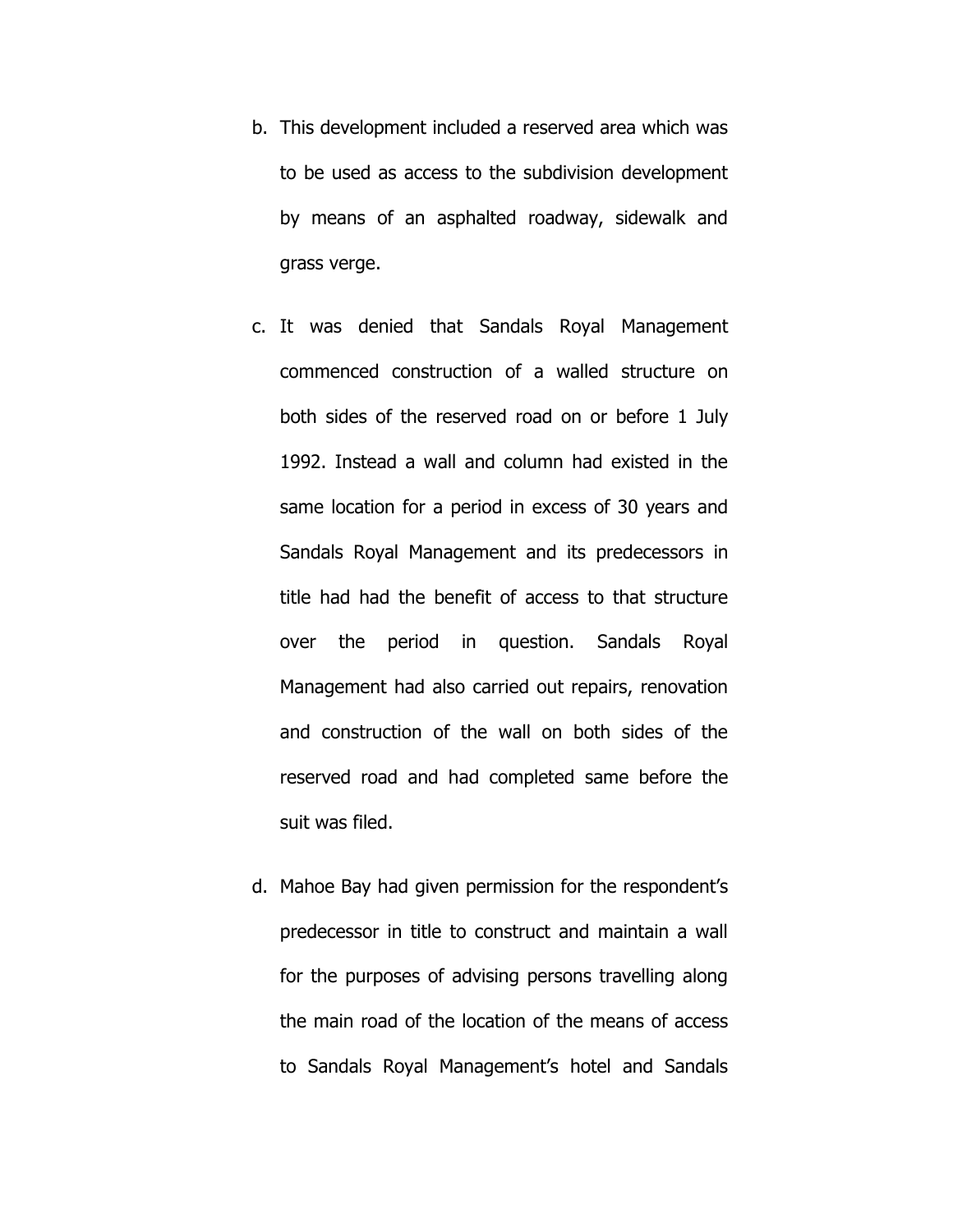b. This development included a reserved area which was to be used as access to the subdivision development by means of an asphalted roadway, sidewalk and grass verge.

c. It was denied that Sandals Royal Management commenced construction of a walled structure on both sides of the reserved road on or before 1 July 1992. Instead a wall and column had existed in the same location for a period in excess of 30 years and Sandals Royal Management and its predecessors in title had had the benefit of access to that structure over the period in question. Sandals Royal Management had also carried out repairs, renovation and construction of the wall on both sides of the reserved road and had completed same before the suit was filed.

d. Mahoe Bay had given permission for the respondent's predecessor in title to construct and maintain a wall for the purposes of advising persons travelling along the main road of the location of the means of access to Sandals Royal Management's hotel and Sandals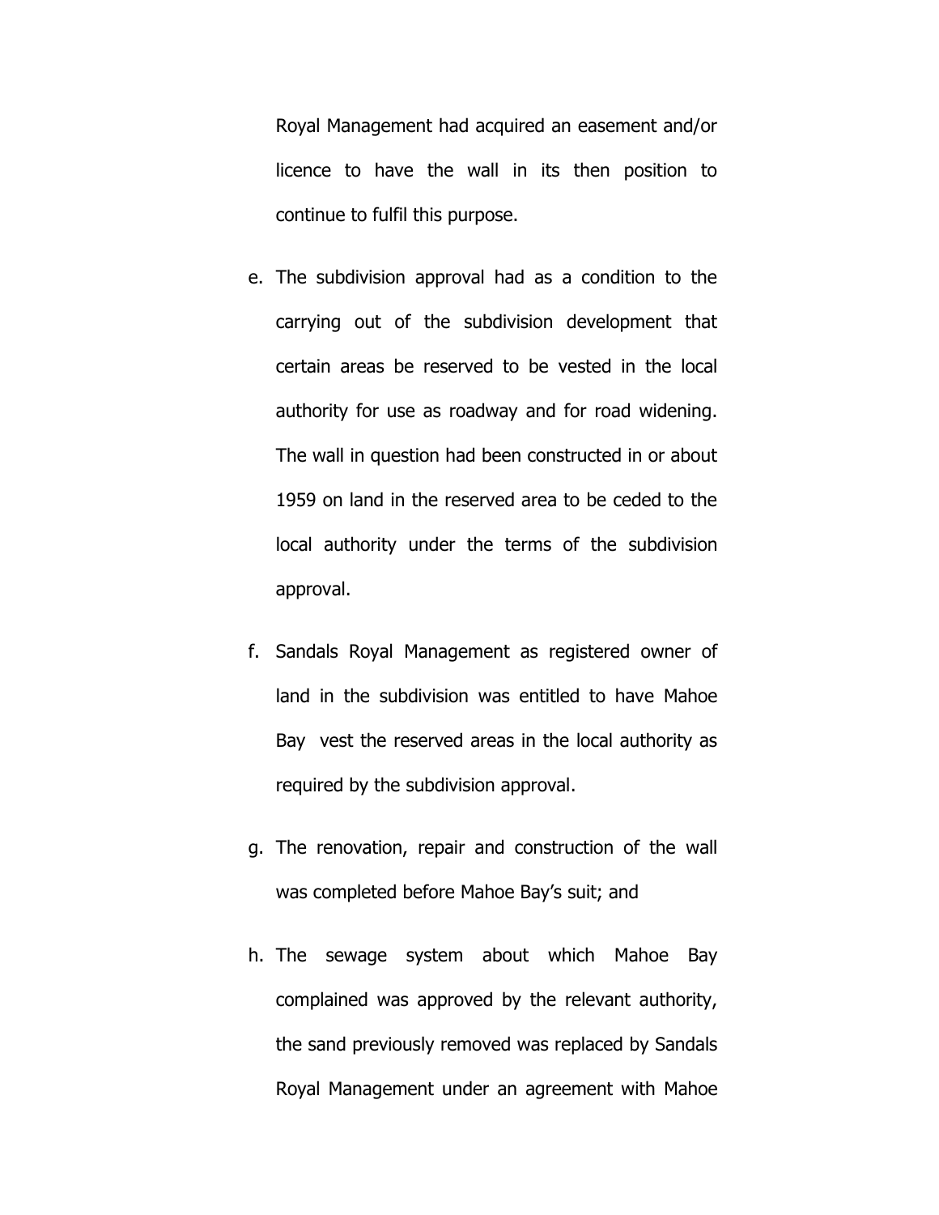Royal Management had acquired an easement and/or licence to have the wall in its then position to continue to fulfil this purpose.

e. The subdivision approval had as a condition to the carrying out of the subdivision development that certain areas be reserved to be vested in the local authority for use as roadway and for road widening. The wall in question had been constructed in or about 1959 on land in the reserved area to be ceded to the local authority under the terms of the subdivision approval.

f. Sandals Royal Management as registered owner of land in the subdivision was entitled to have Mahoe Bay vest the reserved areas in the local authority as required by the subdivision approval.

g. The renovation, repair and construction of the wall was completed before Mahoe Bay's suit; and

h. The sewage system about which Mahoe Bay complained was approved by the relevant authority, the sand previously removed was replaced by Sandals Royal Management under an agreement with Mahoe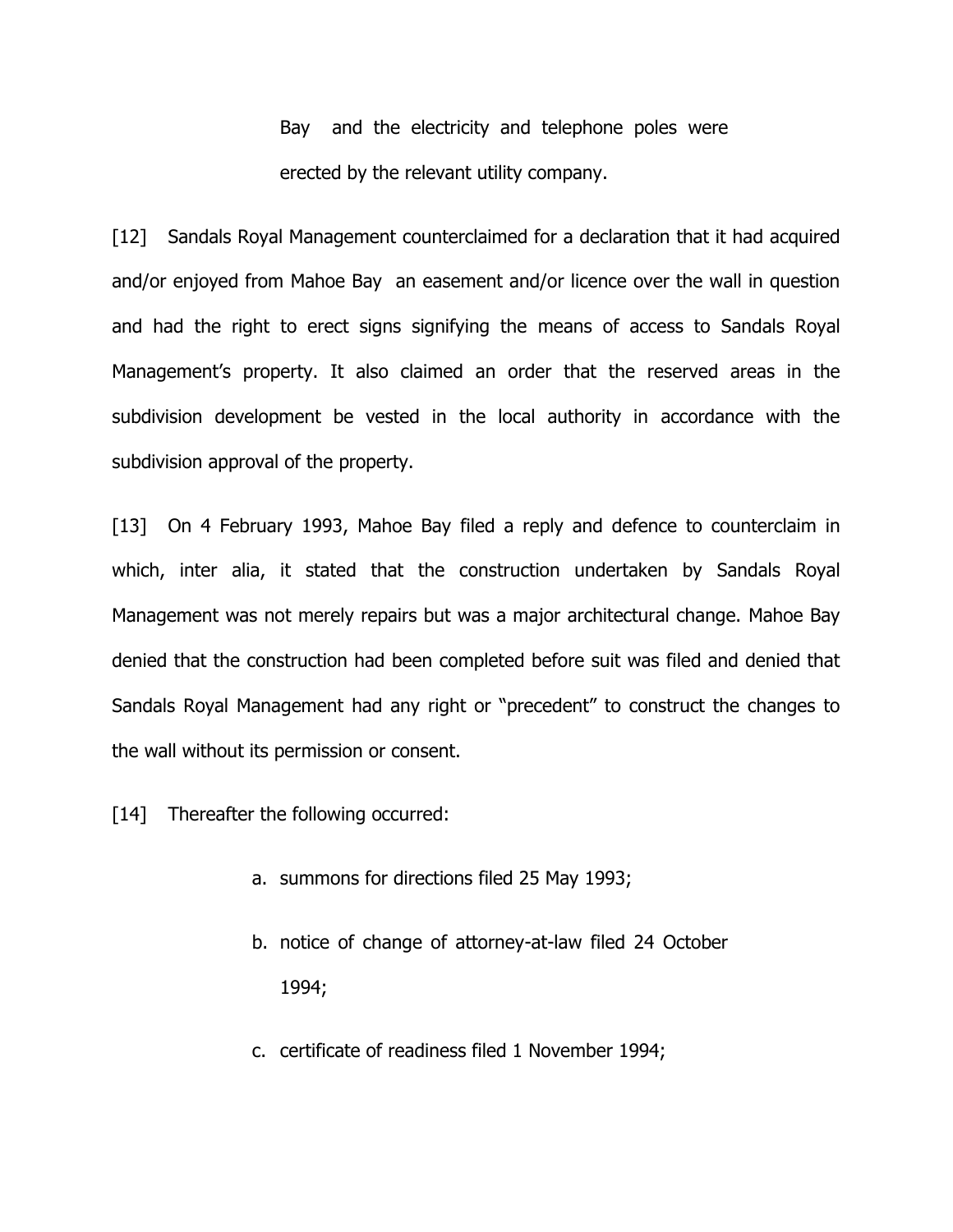Bay and the electricity and telephone poles were erected by the relevant utility company.

[12] Sandals Royal Management counterclaimed for a declaration that it had acquired and/or enjoyed from Mahoe Bay an easement and/or licence over the wall in question and had the right to erect signs signifying the means of access to Sandals Royal Management's property. It also claimed an order that the reserved areas in the subdivision development be vested in the local authority in accordance with the subdivision approval of the property.

[13] On 4 February 1993, Mahoe Bay filed a reply and defence to counterclaim in which, inter alia, it stated that the construction undertaken by Sandals Royal Management was not merely repairs but was a major architectural change. Mahoe Bay denied that the construction had been completed before suit was filed and denied that Sandals Royal Management had any right or "precedent" to construct the changes to the wall without its permission or consent.

[14] Thereafter the following occurred:

a. summons for directions filed 25 May 1993;

b. notice of change of attorney-at-law filed 24 October 1994;

c. certificate of readiness filed 1 November 1994;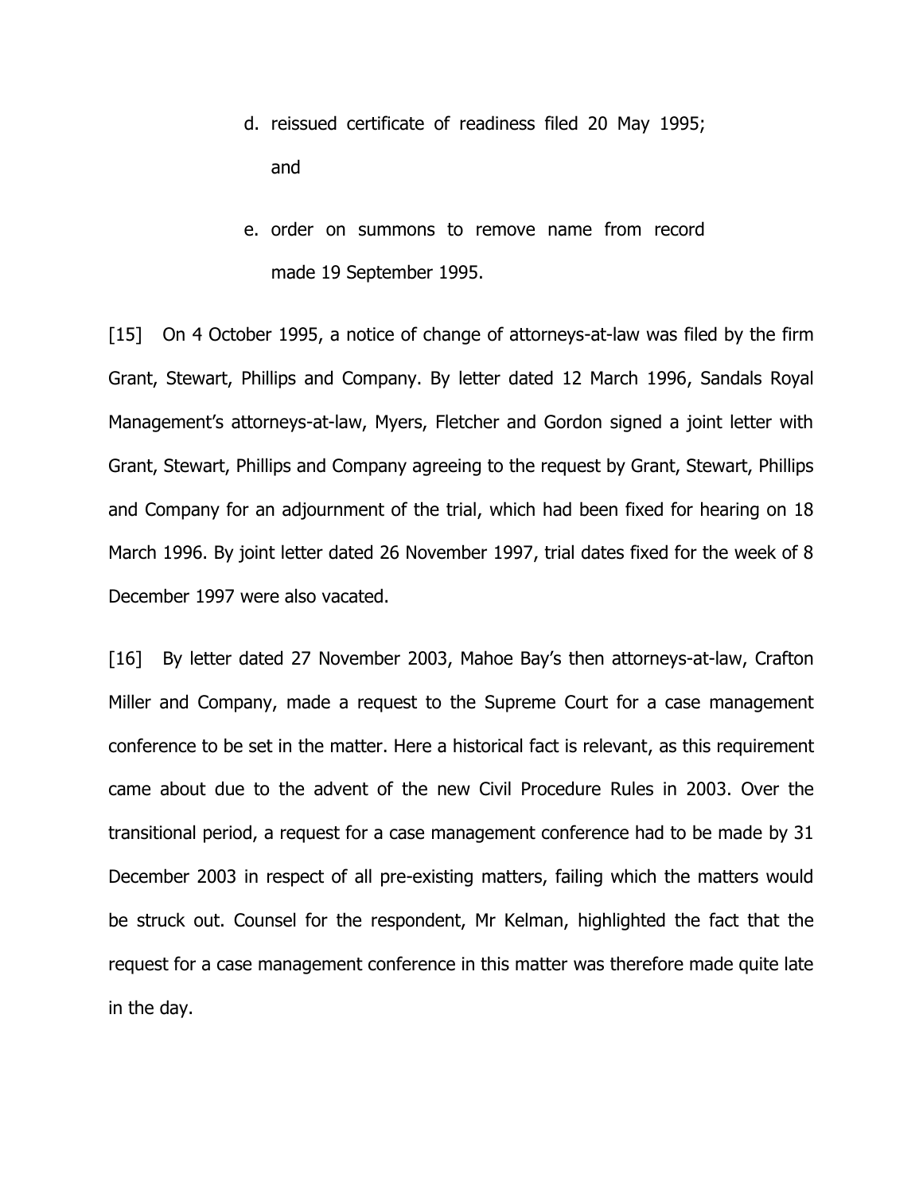d. reissued certificate of readiness filed 20 May 1995; and

e. order on summons to remove name from record made 19 September 1995.

[15] On 4 October 1995, a notice of change of attorneys-at-law was filed by the firm Grant, Stewart, Phillips and Company. By letter dated 12 March 1996, Sandals Royal Management's attorneys-at-law, Myers, Fletcher and Gordon signed a joint letter with Grant, Stewart, Phillips and Company agreeing to the request by Grant, Stewart, Phillips and Company for an adjournment of the trial, which had been fixed for hearing on 18 March 1996. By joint letter dated 26 November 1997, trial dates fixed for the week of 8 December 1997 were also vacated.

[16] By letter dated 27 November 2003, Mahoe Bay's then attorneys-at-law, Crafton Miller and Company, made a request to the Supreme Court for a case management conference to be set in the matter. Here a historical fact is relevant, as this requirement came about due to the advent of the new Civil Procedure Rules in 2003. Over the transitional period, a request for a case management conference had to be made by 31 December 2003 in respect of all pre-existing matters, failing which the matters would be struck out. Counsel for the respondent, Mr Kelman, highlighted the fact that the request for a case management conference in this matter was therefore made quite late in the day.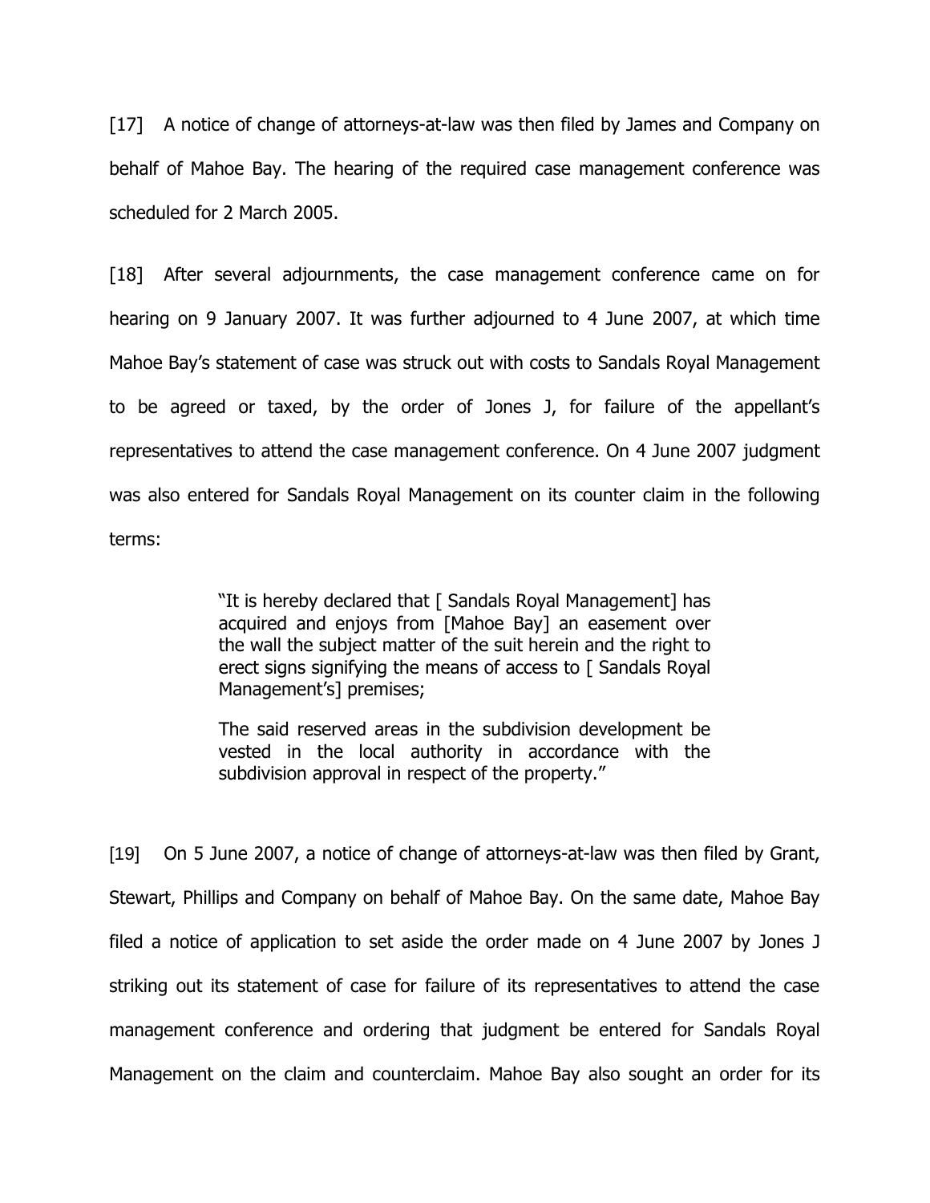[17] A notice of change of attorneys-at-law was then filed by James and Company on behalf of Mahoe Bay. The hearing of the required case management conference was scheduled for 2 March 2005.

[18] After several adjournments, the case management conference came on for hearing on 9 January 2007. It was further adjourned to 4 June 2007, at which time Mahoe Bay's statement of case was struck out with costs to Sandals Royal Management to be agreed or taxed, by the order of Jones J, for failure of the appellant's representatives to attend the case management conference. On 4 June 2007 judgment was also entered for Sandals Royal Management on its counter claim in the following terms:

> "It is hereby declared that [ Sandals Royal Management] has acquired and enjoys from [Mahoe Bay] an easement over the wall the subject matter of the suit herein and the right to erect signs signifying the means of access to [ Sandals Royal Management's] premises;
>
> The said reserved areas in the subdivision development be vested in the local authority in accordance with the subdivision approval in respect of the property."

[19] On 5 June 2007, a notice of change of attorneys-at-law was then filed by Grant, Stewart, Phillips and Company on behalf of Mahoe Bay. On the same date, Mahoe Bay filed a notice of application to set aside the order made on 4 June 2007 by Jones J striking out its statement of case for failure of its representatives to attend the case management conference and ordering that judgment be entered for Sandals Royal Management on the claim and counterclaim. Mahoe Bay also sought an order for its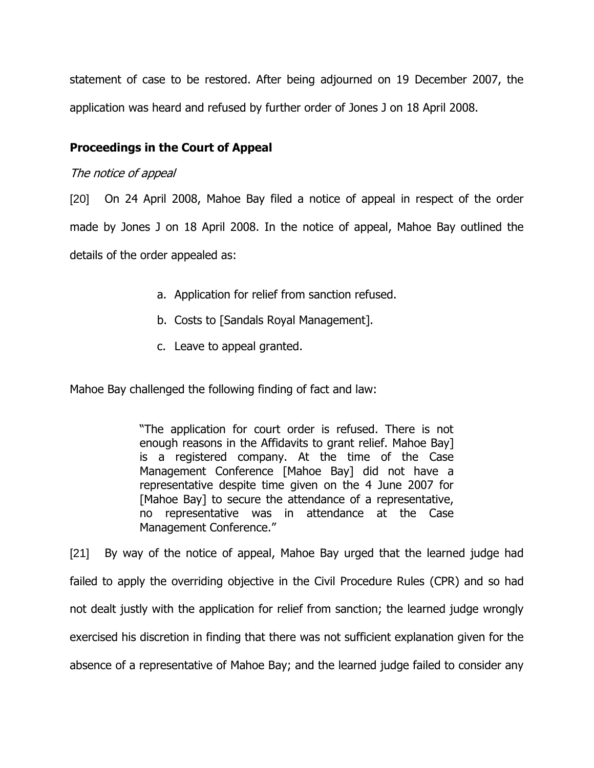statement of case to be restored. After being adjourned on 19 December 2007, the application was heard and refused by further order of Jones J on 18 April 2008.

## Proceedings in the Court of Appeal

*The notice of appeal*

[20] On 24 April 2008, Mahoe Bay filed a notice of appeal in respect of the order made by Jones J on 18 April 2008. In the notice of appeal, Mahoe Bay outlined the details of the order appealed as:

a. Application for relief from sanction refused.

b. Costs to [Sandals Royal Management].

c. Leave to appeal granted.

Mahoe Bay challenged the following finding of fact and law:

> "The application for court order is refused. There is not enough reasons in the Affidavits to grant relief. Mahoe Bay] is a registered company. At the time of the Case Management Conference [Mahoe Bay] did not have a representative despite time given on the 4 June 2007 for [Mahoe Bay] to secure the attendance of a representative, no representative was in attendance at the Case Management Conference."

[21] By way of the notice of appeal, Mahoe Bay urged that the learned judge had failed to apply the overriding objective in the Civil Procedure Rules (CPR) and so had not dealt justly with the application for relief from sanction; the learned judge wrongly exercised his discretion in finding that there was not sufficient explanation given for the absence of a representative of Mahoe Bay; and the learned judge failed to consider any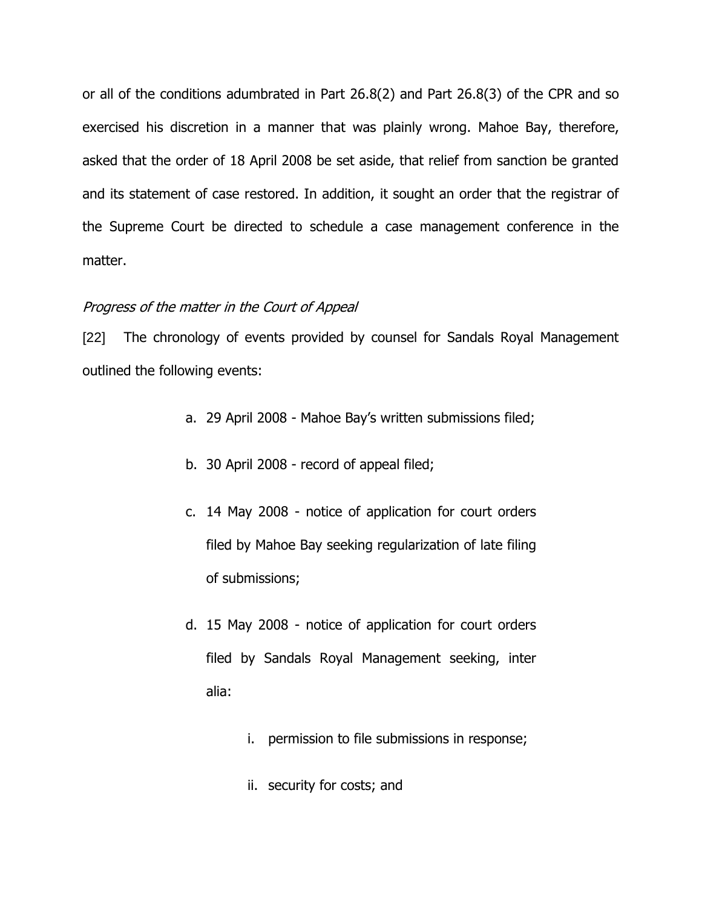or all of the conditions adumbrated in Part 26.8(2) and Part 26.8(3) of the CPR and so exercised his discretion in a manner that was plainly wrong. Mahoe Bay, therefore, asked that the order of 18 April 2008 be set aside, that relief from sanction be granted and its statement of case restored. In addition, it sought an order that the registrar of the Supreme Court be directed to schedule a case management conference in the matter.

*Progress of the matter in the Court of Appeal*

[22] The chronology of events provided by counsel for Sandals Royal Management outlined the following events:

a. 29 April 2008 - Mahoe Bay's written submissions filed;

b. 30 April 2008 - record of appeal filed;

c. 14 May 2008 - notice of application for court orders filed by Mahoe Bay seeking regularization of late filing of submissions;

d. 15 May 2008 - notice of application for court orders filed by Sandals Royal Management seeking, inter alia:

   i. permission to file submissions in response;

   ii. security for costs; and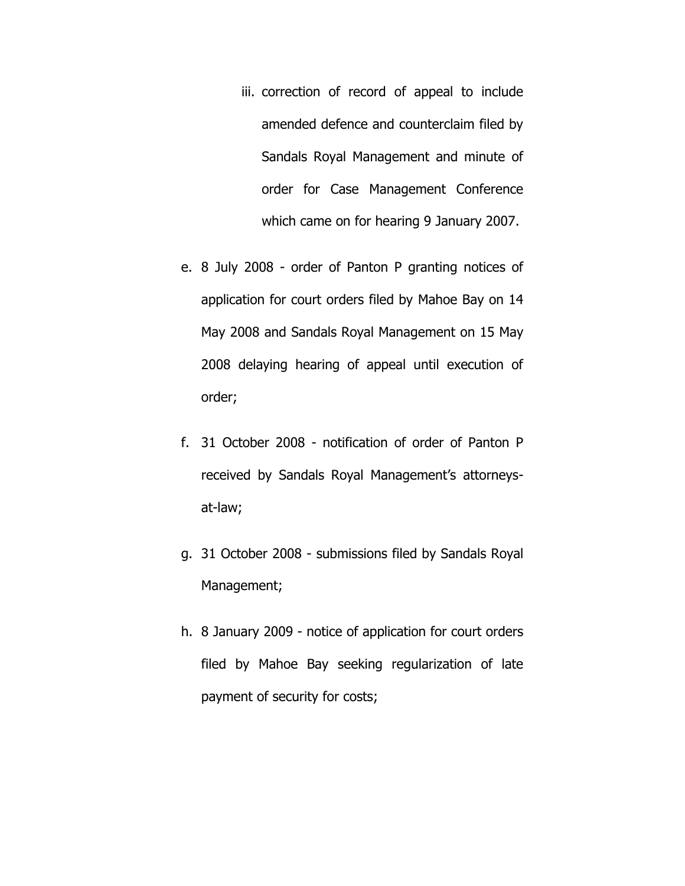iii. correction of record of appeal to include amended defence and counterclaim filed by Sandals Royal Management and minute of order for Case Management Conference which came on for hearing 9 January 2007.

e. 8 July 2008 - order of Panton P granting notices of application for court orders filed by Mahoe Bay on 14 May 2008 and Sandals Royal Management on 15 May 2008 delaying hearing of appeal until execution of order;

f. 31 October 2008 - notification of order of Panton P received by Sandals Royal Management's attorneys-at-law;

g. 31 October 2008 - submissions filed by Sandals Royal Management;

h. 8 January 2009 - notice of application for court orders filed by Mahoe Bay seeking regularization of late payment of security for costs;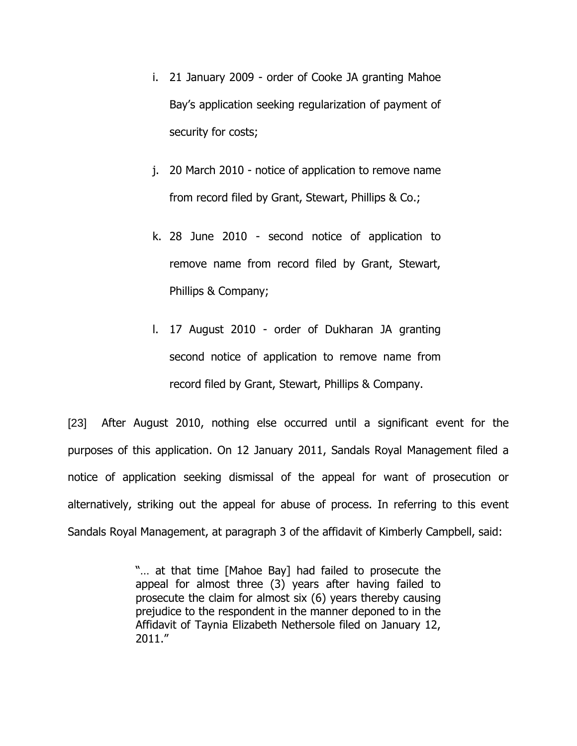i. 21 January 2009 - order of Cooke JA granting Mahoe Bay's application seeking regularization of payment of security for costs;

j. 20 March 2010 - notice of application to remove name from record filed by Grant, Stewart, Phillips & Co.;

k. 28 June 2010 - second notice of application to remove name from record filed by Grant, Stewart, Phillips & Company;

l. 17 August 2010 - order of Dukharan JA granting second notice of application to remove name from record filed by Grant, Stewart, Phillips & Company.

[23] After August 2010, nothing else occurred until a significant event for the purposes of this application. On 12 January 2011, Sandals Royal Management filed a notice of application seeking dismissal of the appeal for want of prosecution or alternatively, striking out the appeal for abuse of process. In referring to this event Sandals Royal Management, at paragraph 3 of the affidavit of Kimberly Campbell, said:

> "… at that time [Mahoe Bay] had failed to prosecute the appeal for almost three (3) years after having failed to prosecute the claim for almost six (6) years thereby causing prejudice to the respondent in the manner deponed to in the Affidavit of Taynia Elizabeth Nethersole filed on January 12, 2011."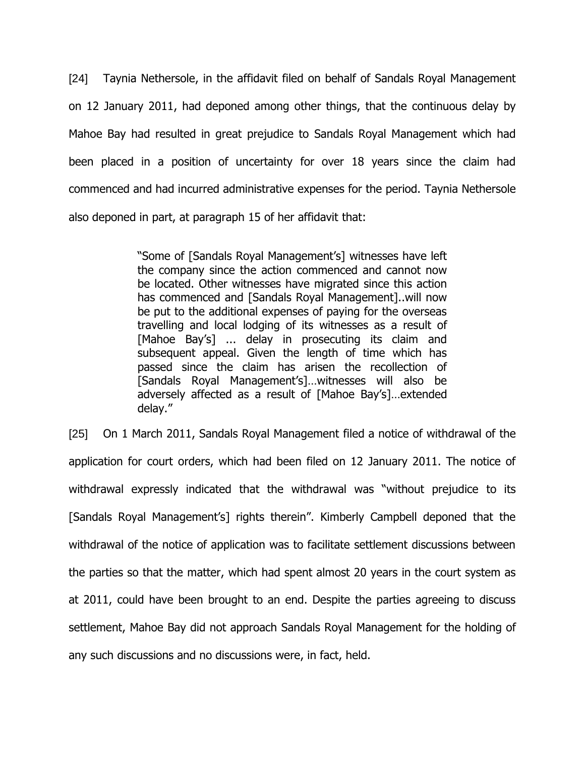[24] Taynia Nethersole, in the affidavit filed on behalf of Sandals Royal Management on 12 January 2011, had deponed among other things, that the continuous delay by Mahoe Bay had resulted in great prejudice to Sandals Royal Management which had been placed in a position of uncertainty for over 18 years since the claim had commenced and had incurred administrative expenses for the period. Taynia Nethersole also deponed in part, at paragraph 15 of her affidavit that:

> "Some of [Sandals Royal Management's] witnesses have left the company since the action commenced and cannot now be located. Other witnesses have migrated since this action has commenced and [Sandals Royal Management]..will now be put to the additional expenses of paying for the overseas travelling and local lodging of its witnesses as a result of [Mahoe Bay's] ... delay in prosecuting its claim and subsequent appeal. Given the length of time which has passed since the claim has arisen the recollection of [Sandals Royal Management's]…witnesses will also be adversely affected as a result of [Mahoe Bay's]…extended delay."

[25] On 1 March 2011, Sandals Royal Management filed a notice of withdrawal of the application for court orders, which had been filed on 12 January 2011. The notice of withdrawal expressly indicated that the withdrawal was "without prejudice to its [Sandals Royal Management's] rights therein". Kimberly Campbell deponed that the withdrawal of the notice of application was to facilitate settlement discussions between the parties so that the matter, which had spent almost 20 years in the court system as at 2011, could have been brought to an end. Despite the parties agreeing to discuss settlement, Mahoe Bay did not approach Sandals Royal Management for the holding of any such discussions and no discussions were, in fact, held.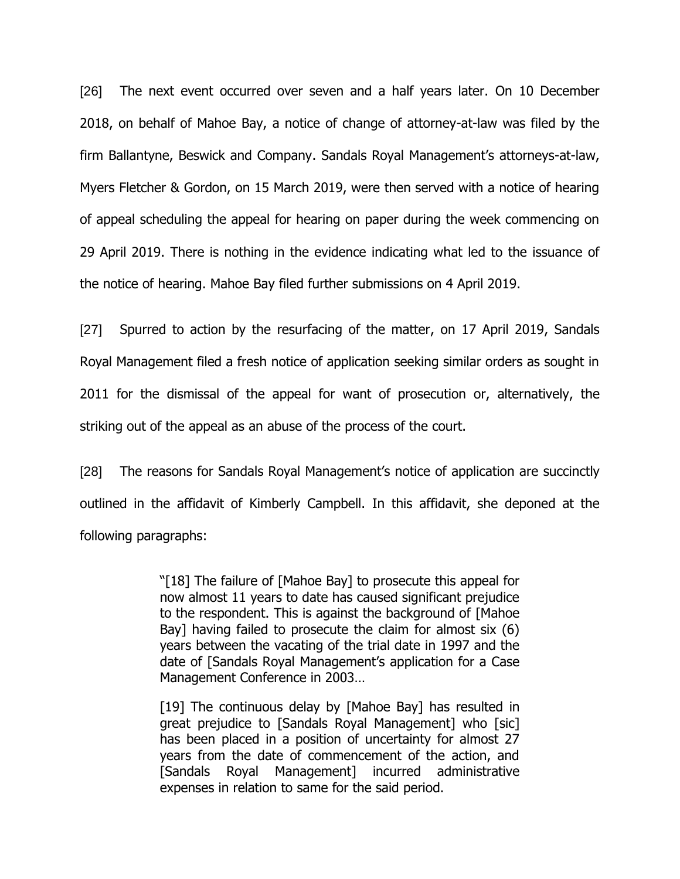[26] The next event occurred over seven and a half years later. On 10 December 2018, on behalf of Mahoe Bay, a notice of change of attorney-at-law was filed by the firm Ballantyne, Beswick and Company. Sandals Royal Management's attorneys-at-law, Myers Fletcher & Gordon, on 15 March 2019, were then served with a notice of hearing of appeal scheduling the appeal for hearing on paper during the week commencing on 29 April 2019. There is nothing in the evidence indicating what led to the issuance of the notice of hearing. Mahoe Bay filed further submissions on 4 April 2019.

[27] Spurred to action by the resurfacing of the matter, on 17 April 2019, Sandals Royal Management filed a fresh notice of application seeking similar orders as sought in 2011 for the dismissal of the appeal for want of prosecution or, alternatively, the striking out of the appeal as an abuse of the process of the court.

[28] The reasons for Sandals Royal Management's notice of application are succinctly outlined in the affidavit of Kimberly Campbell. In this affidavit, she deponed at the following paragraphs:

> "[18] The failure of [Mahoe Bay] to prosecute this appeal for now almost 11 years to date has caused significant prejudice to the respondent. This is against the background of [Mahoe Bay] having failed to prosecute the claim for almost six (6) years between the vacating of the trial date in 1997 and the date of [Sandals Royal Management's application for a Case Management Conference in 2003…
>
> [19] The continuous delay by [Mahoe Bay] has resulted in great prejudice to [Sandals Royal Management] who [sic] has been placed in a position of uncertainty for almost 27 years from the date of commencement of the action, and [Sandals Royal Management] incurred administrative expenses in relation to same for the said period.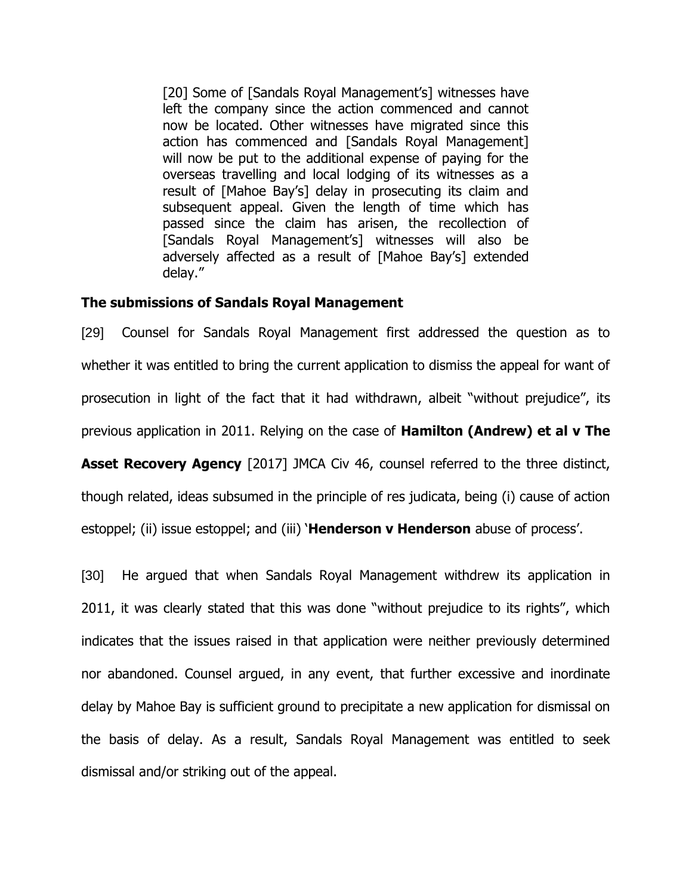> [20] Some of [Sandals Royal Management's] witnesses have left the company since the action commenced and cannot now be located. Other witnesses have migrated since this action has commenced and [Sandals Royal Management] will now be put to the additional expense of paying for the overseas travelling and local lodging of its witnesses as a result of [Mahoe Bay's] delay in prosecuting its claim and subsequent appeal. Given the length of time which has passed since the claim has arisen, the recollection of [Sandals Royal Management's] witnesses will also be adversely affected as a result of [Mahoe Bay's] extended delay."

**The submissions of Sandals Royal Management**

[29] Counsel for Sandals Royal Management first addressed the question as to whether it was entitled to bring the current application to dismiss the appeal for want of prosecution in light of the fact that it had withdrawn, albeit "without prejudice", its previous application in 2011. Relying on the case of **Hamilton (Andrew) et al v The Asset Recovery Agency** [2017] JMCA Civ 46, counsel referred to the three distinct, though related, ideas subsumed in the principle of res judicata, being (i) cause of action estoppel; (ii) issue estoppel; and (iii) '**Henderson v Henderson** abuse of process'.

[30] He argued that when Sandals Royal Management withdrew its application in 2011, it was clearly stated that this was done "without prejudice to its rights", which indicates that the issues raised in that application were neither previously determined nor abandoned. Counsel argued, in any event, that further excessive and inordinate delay by Mahoe Bay is sufficient ground to precipitate a new application for dismissal on the basis of delay. As a result, Sandals Royal Management was entitled to seek dismissal and/or striking out of the appeal.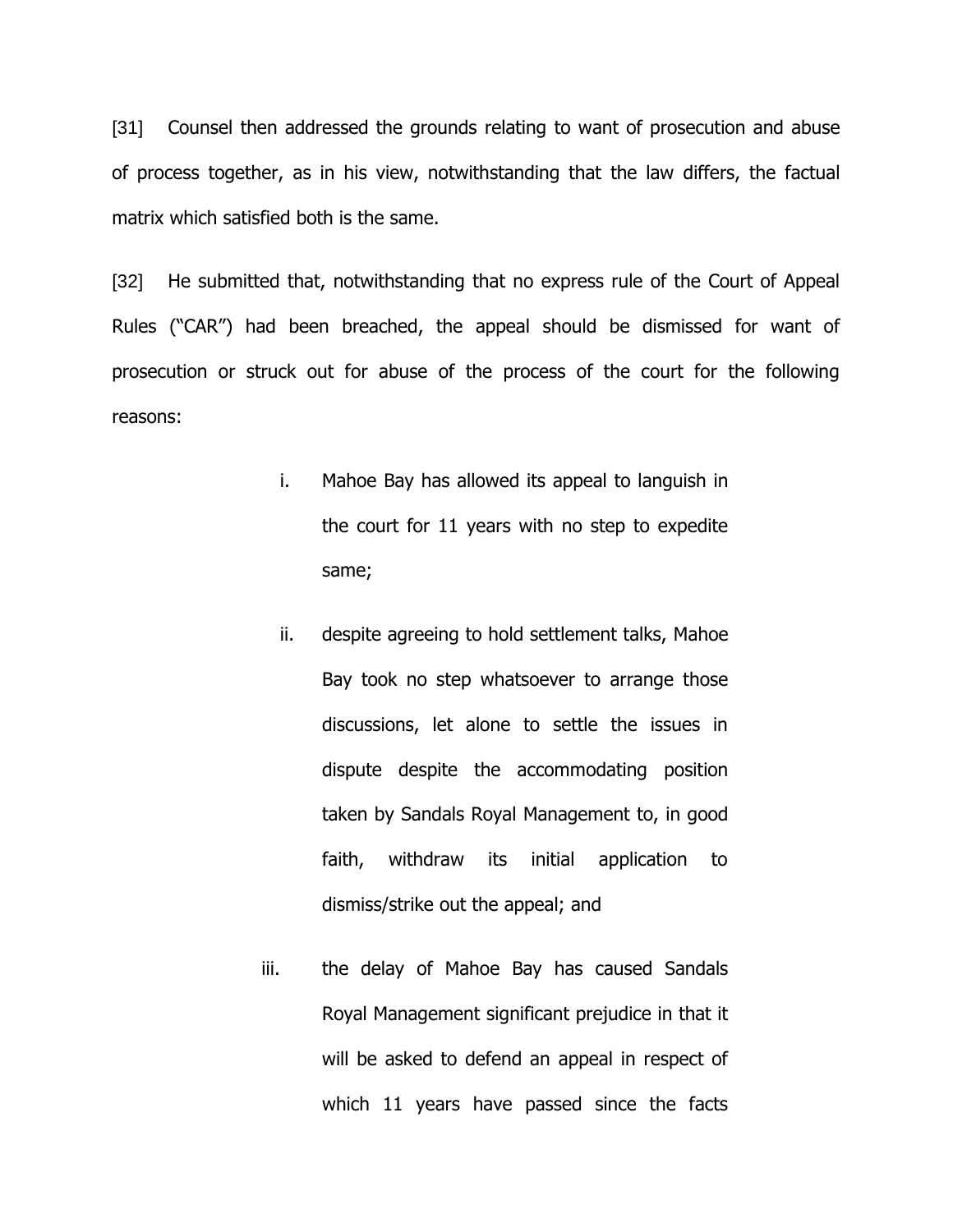[31] Counsel then addressed the grounds relating to want of prosecution and abuse of process together, as in his view, notwithstanding that the law differs, the factual matrix which satisfied both is the same.

[32] He submitted that, notwithstanding that no express rule of the Court of Appeal Rules ("CAR") had been breached, the appeal should be dismissed for want of prosecution or struck out for abuse of the process of the court for the following reasons:

> i. Mahoe Bay has allowed its appeal to languish in the court for 11 years with no step to expedite same;
>
> ii. despite agreeing to hold settlement talks, Mahoe Bay took no step whatsoever to arrange those discussions, let alone to settle the issues in dispute despite the accommodating position taken by Sandals Royal Management to, in good faith, withdraw its initial application to dismiss/strike out the appeal; and
>
> iii. the delay of Mahoe Bay has caused Sandals Royal Management significant prejudice in that it will be asked to defend an appeal in respect of which 11 years have passed since the facts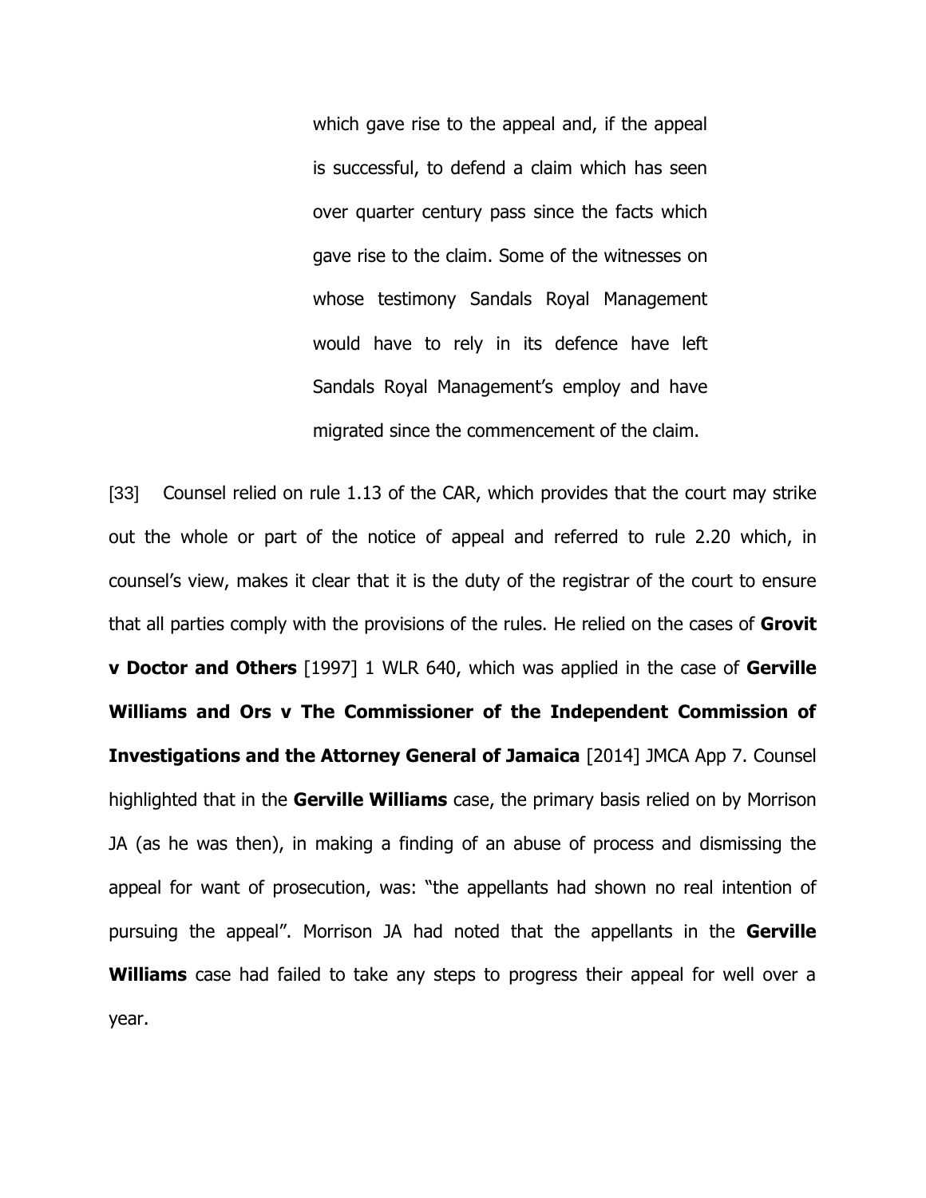> which gave rise to the appeal and, if the appeal is successful, to defend a claim which has seen over quarter century pass since the facts which gave rise to the claim. Some of the witnesses on whose testimony Sandals Royal Management would have to rely in its defence have left Sandals Royal Management's employ and have migrated since the commencement of the claim.

[33] Counsel relied on rule 1.13 of the CAR, which provides that the court may strike out the whole or part of the notice of appeal and referred to rule 2.20 which, in counsel's view, makes it clear that it is the duty of the registrar of the court to ensure that all parties comply with the provisions of the rules. He relied on the cases of **Grovit v Doctor and Others** [1997] 1 WLR 640, which was applied in the case of **Gerville Williams and Ors v The Commissioner of the Independent Commission of Investigations and the Attorney General of Jamaica** [2014] JMCA App 7. Counsel highlighted that in the **Gerville Williams** case, the primary basis relied on by Morrison JA (as he was then), in making a finding of an abuse of process and dismissing the appeal for want of prosecution, was: "the appellants had shown no real intention of pursuing the appeal". Morrison JA had noted that the appellants in the **Gerville Williams** case had failed to take any steps to progress their appeal for well over a year.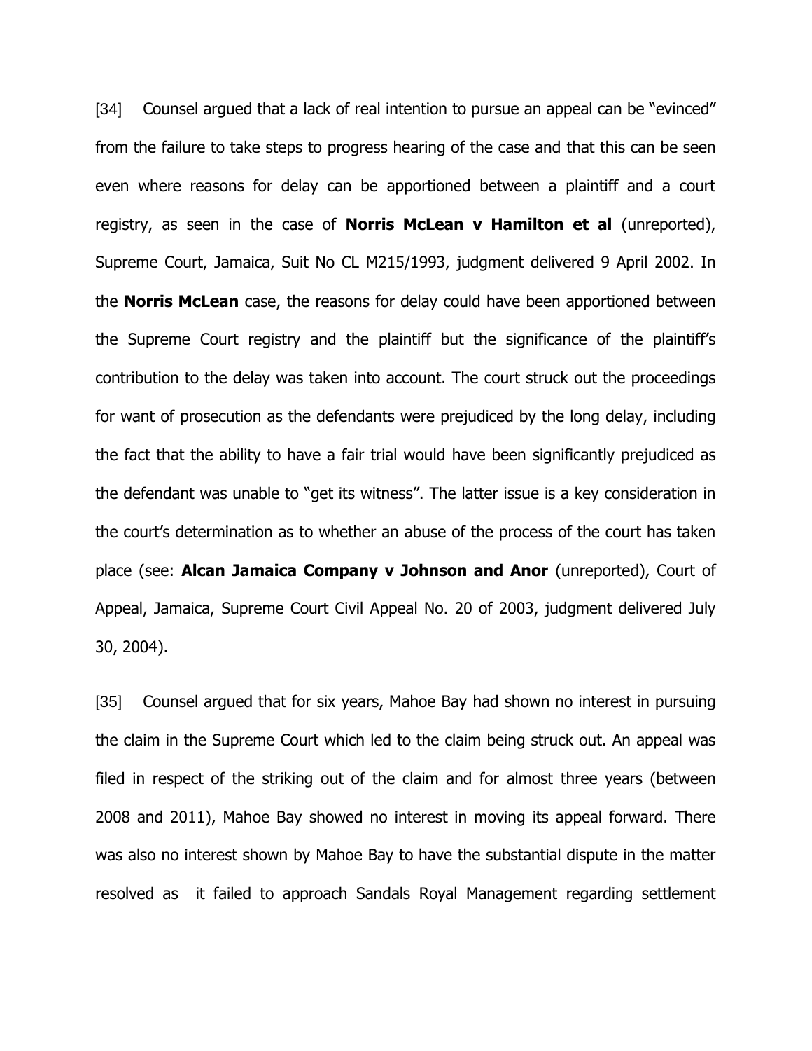[34] Counsel argued that a lack of real intention to pursue an appeal can be "evinced" from the failure to take steps to progress hearing of the case and that this can be seen even where reasons for delay can be apportioned between a plaintiff and a court registry, as seen in the case of **Norris McLean v Hamilton et al** (unreported), Supreme Court, Jamaica, Suit No CL M215/1993, judgment delivered 9 April 2002. In the **Norris McLean** case, the reasons for delay could have been apportioned between the Supreme Court registry and the plaintiff but the significance of the plaintiff's contribution to the delay was taken into account. The court struck out the proceedings for want of prosecution as the defendants were prejudiced by the long delay, including the fact that the ability to have a fair trial would have been significantly prejudiced as the defendant was unable to "get its witness". The latter issue is a key consideration in the court's determination as to whether an abuse of the process of the court has taken place (see: **Alcan Jamaica Company v Johnson and Anor** (unreported), Court of Appeal, Jamaica, Supreme Court Civil Appeal No. 20 of 2003, judgment delivered July 30, 2004).

[35] Counsel argued that for six years, Mahoe Bay had shown no interest in pursuing the claim in the Supreme Court which led to the claim being struck out. An appeal was filed in respect of the striking out of the claim and for almost three years (between 2008 and 2011), Mahoe Bay showed no interest in moving its appeal forward. There was also no interest shown by Mahoe Bay to have the substantial dispute in the matter resolved as it failed to approach Sandals Royal Management regarding settlement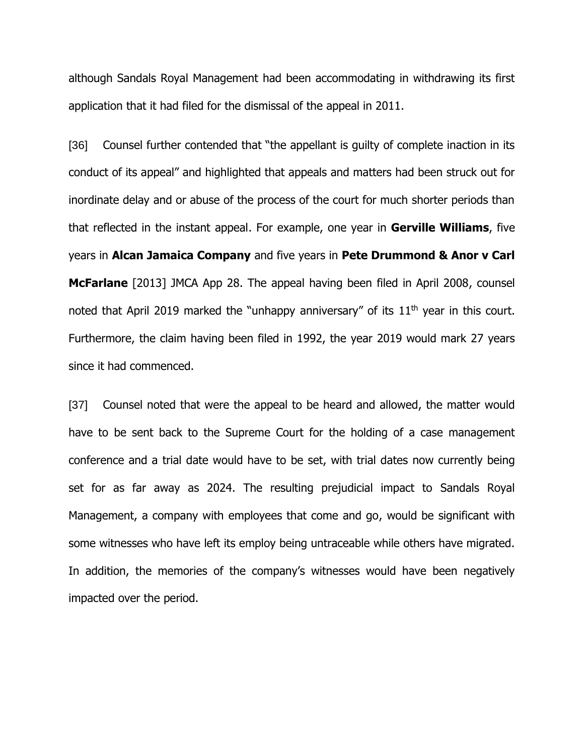although Sandals Royal Management had been accommodating in withdrawing its first application that it had filed for the dismissal of the appeal in 2011.

[36] Counsel further contended that "the appellant is guilty of complete inaction in its conduct of its appeal" and highlighted that appeals and matters had been struck out for inordinate delay and or abuse of the process of the court for much shorter periods than that reflected in the instant appeal. For example, one year in **Gerville Williams**, five years in **Alcan Jamaica Company** and five years in **Pete Drummond & Anor v Carl McFarlane** [2013] JMCA App 28. The appeal having been filed in April 2008, counsel noted that April 2019 marked the "unhappy anniversary" of its 11th year in this court. Furthermore, the claim having been filed in 1992, the year 2019 would mark 27 years since it had commenced.

[37] Counsel noted that were the appeal to be heard and allowed, the matter would have to be sent back to the Supreme Court for the holding of a case management conference and a trial date would have to be set, with trial dates now currently being set for as far away as 2024. The resulting prejudicial impact to Sandals Royal Management, a company with employees that come and go, would be significant with some witnesses who have left its employ being untraceable while others have migrated. In addition, the memories of the company's witnesses would have been negatively impacted over the period.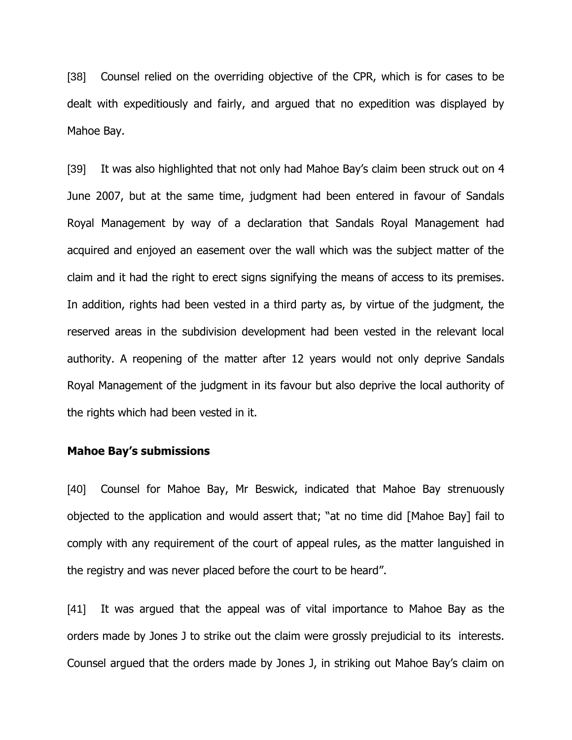[38] Counsel relied on the overriding objective of the CPR, which is for cases to be dealt with expeditiously and fairly, and argued that no expedition was displayed by Mahoe Bay.

[39] It was also highlighted that not only had Mahoe Bay's claim been struck out on 4 June 2007, but at the same time, judgment had been entered in favour of Sandals Royal Management by way of a declaration that Sandals Royal Management had acquired and enjoyed an easement over the wall which was the subject matter of the claim and it had the right to erect signs signifying the means of access to its premises. In addition, rights had been vested in a third party as, by virtue of the judgment, the reserved areas in the subdivision development had been vested in the relevant local authority. A reopening of the matter after 12 years would not only deprive Sandals Royal Management of the judgment in its favour but also deprive the local authority of the rights which had been vested in it.

**Mahoe Bay's submissions**

[40] Counsel for Mahoe Bay, Mr Beswick, indicated that Mahoe Bay strenuously objected to the application and would assert that; "at no time did [Mahoe Bay] fail to comply with any requirement of the court of appeal rules, as the matter languished in the registry and was never placed before the court to be heard".

[41] It was argued that the appeal was of vital importance to Mahoe Bay as the orders made by Jones J to strike out the claim were grossly prejudicial to its interests. Counsel argued that the orders made by Jones J, in striking out Mahoe Bay's claim on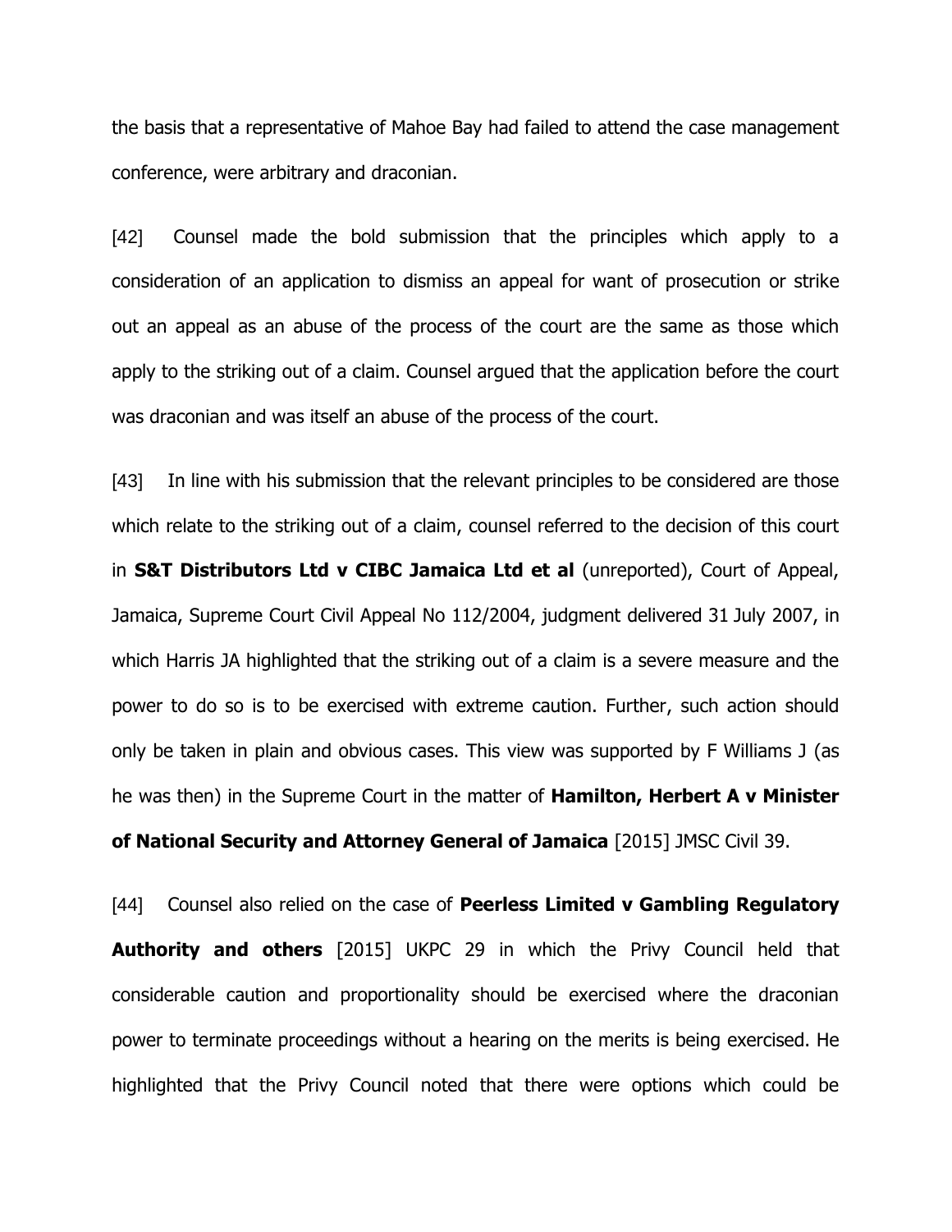the basis that a representative of Mahoe Bay had failed to attend the case management conference, were arbitrary and draconian.

[42] Counsel made the bold submission that the principles which apply to a consideration of an application to dismiss an appeal for want of prosecution or strike out an appeal as an abuse of the process of the court are the same as those which apply to the striking out of a claim. Counsel argued that the application before the court was draconian and was itself an abuse of the process of the court.

[43] In line with his submission that the relevant principles to be considered are those which relate to the striking out of a claim, counsel referred to the decision of this court in **S&T Distributors Ltd v CIBC Jamaica Ltd et al** (unreported), Court of Appeal, Jamaica, Supreme Court Civil Appeal No 112/2004, judgment delivered 31 July 2007, in which Harris JA highlighted that the striking out of a claim is a severe measure and the power to do so is to be exercised with extreme caution. Further, such action should only be taken in plain and obvious cases. This view was supported by F Williams J (as he was then) in the Supreme Court in the matter of **Hamilton, Herbert A v Minister of National Security and Attorney General of Jamaica** [2015] JMSC Civil 39.

[44] Counsel also relied on the case of **Peerless Limited v Gambling Regulatory Authority and others** [2015] UKPC 29 in which the Privy Council held that considerable caution and proportionality should be exercised where the draconian power to terminate proceedings without a hearing on the merits is being exercised. He highlighted that the Privy Council noted that there were options which could be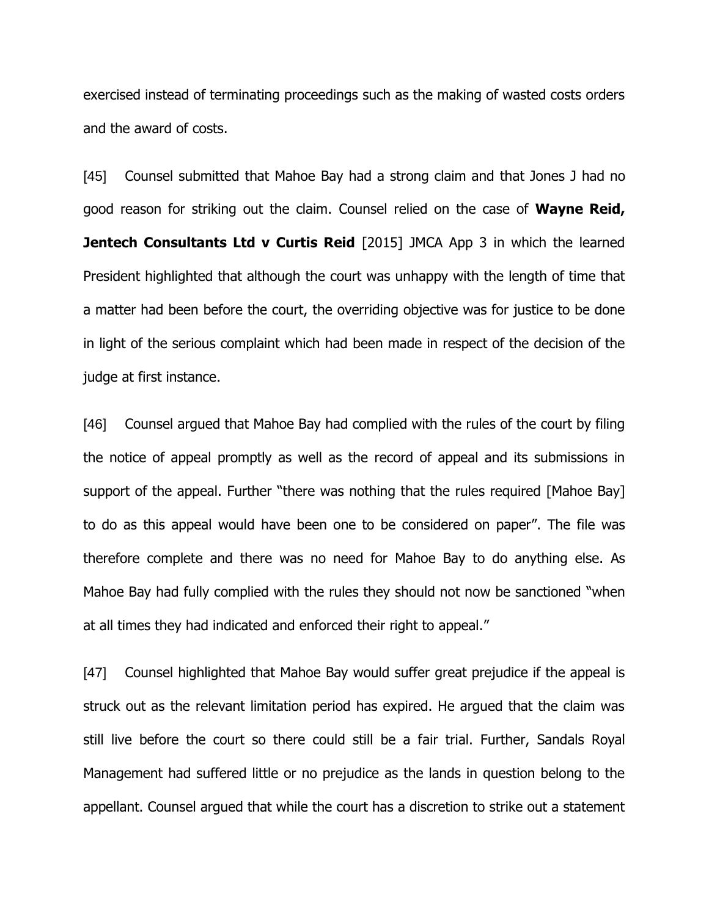exercised instead of terminating proceedings such as the making of wasted costs orders and the award of costs.

[45] Counsel submitted that Mahoe Bay had a strong claim and that Jones J had no good reason for striking out the claim. Counsel relied on the case of **Wayne Reid, Jentech Consultants Ltd v Curtis Reid** [2015] JMCA App 3 in which the learned President highlighted that although the court was unhappy with the length of time that a matter had been before the court, the overriding objective was for justice to be done in light of the serious complaint which had been made in respect of the decision of the judge at first instance.

[46] Counsel argued that Mahoe Bay had complied with the rules of the court by filing the notice of appeal promptly as well as the record of appeal and its submissions in support of the appeal. Further "there was nothing that the rules required [Mahoe Bay] to do as this appeal would have been one to be considered on paper". The file was therefore complete and there was no need for Mahoe Bay to do anything else. As Mahoe Bay had fully complied with the rules they should not now be sanctioned "when at all times they had indicated and enforced their right to appeal."

[47] Counsel highlighted that Mahoe Bay would suffer great prejudice if the appeal is struck out as the relevant limitation period has expired. He argued that the claim was still live before the court so there could still be a fair trial. Further, Sandals Royal Management had suffered little or no prejudice as the lands in question belong to the appellant. Counsel argued that while the court has a discretion to strike out a statement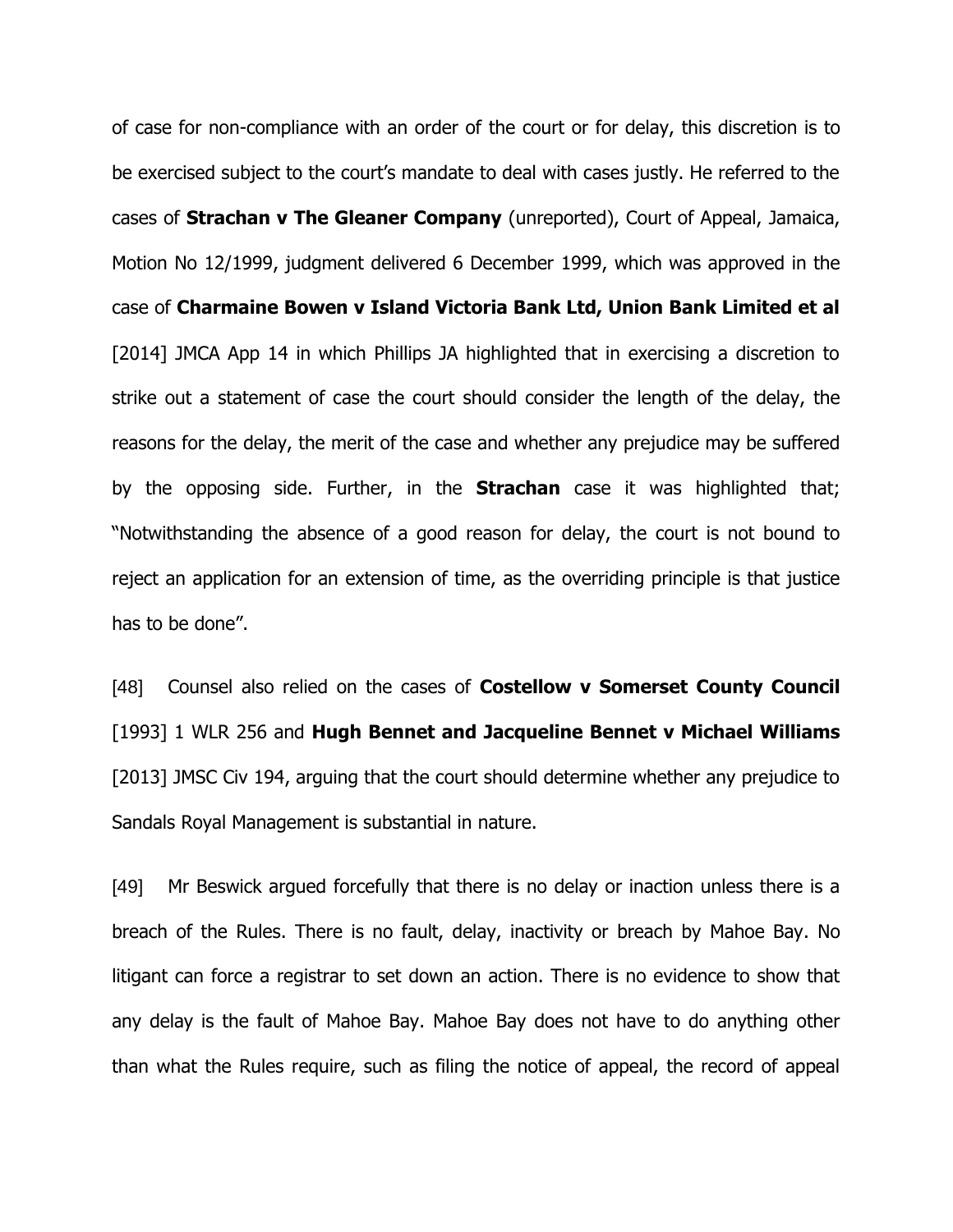of case for non-compliance with an order of the court or for delay, this discretion is to be exercised subject to the court's mandate to deal with cases justly. He referred to the cases of **Strachan v The Gleaner Company** (unreported), Court of Appeal, Jamaica, Motion No 12/1999, judgment delivered 6 December 1999, which was approved in the case of **Charmaine Bowen v Island Victoria Bank Ltd, Union Bank Limited et al** [2014] JMCA App 14 in which Phillips JA highlighted that in exercising a discretion to strike out a statement of case the court should consider the length of the delay, the reasons for the delay, the merit of the case and whether any prejudice may be suffered by the opposing side. Further, in the **Strachan** case it was highlighted that; "Notwithstanding the absence of a good reason for delay, the court is not bound to reject an application for an extension of time, as the overriding principle is that justice has to be done".

[48] Counsel also relied on the cases of **Costellow v Somerset County Council** [1993] 1 WLR 256 and **Hugh Bennet and Jacqueline Bennet v Michael Williams** [2013] JMSC Civ 194, arguing that the court should determine whether any prejudice to Sandals Royal Management is substantial in nature.

[49] Mr Beswick argued forcefully that there is no delay or inaction unless there is a breach of the Rules. There is no fault, delay, inactivity or breach by Mahoe Bay. No litigant can force a registrar to set down an action. There is no evidence to show that any delay is the fault of Mahoe Bay. Mahoe Bay does not have to do anything other than what the Rules require, such as filing the notice of appeal, the record of appeal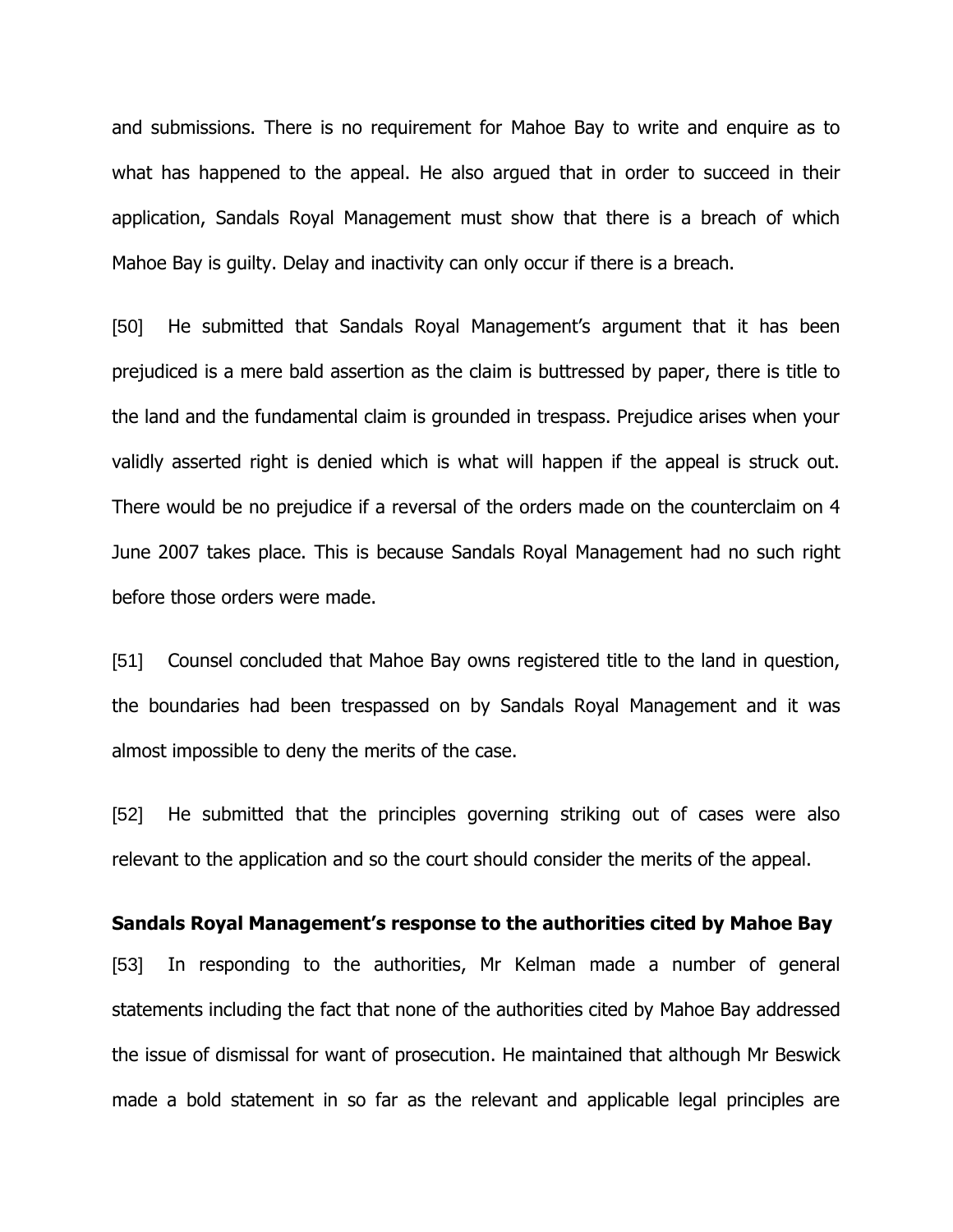and submissions. There is no requirement for Mahoe Bay to write and enquire as to what has happened to the appeal. He also argued that in order to succeed in their application, Sandals Royal Management must show that there is a breach of which Mahoe Bay is guilty. Delay and inactivity can only occur if there is a breach.

[50] He submitted that Sandals Royal Management's argument that it has been prejudiced is a mere bald assertion as the claim is buttressed by paper, there is title to the land and the fundamental claim is grounded in trespass. Prejudice arises when your validly asserted right is denied which is what will happen if the appeal is struck out. There would be no prejudice if a reversal of the orders made on the counterclaim on 4 June 2007 takes place. This is because Sandals Royal Management had no such right before those orders were made.

[51] Counsel concluded that Mahoe Bay owns registered title to the land in question, the boundaries had been trespassed on by Sandals Royal Management and it was almost impossible to deny the merits of the case.

[52] He submitted that the principles governing striking out of cases were also relevant to the application and so the court should consider the merits of the appeal.

**Sandals Royal Management's response to the authorities cited by Mahoe Bay**

[53] In responding to the authorities, Mr Kelman made a number of general statements including the fact that none of the authorities cited by Mahoe Bay addressed the issue of dismissal for want of prosecution. He maintained that although Mr Beswick made a bold statement in so far as the relevant and applicable legal principles are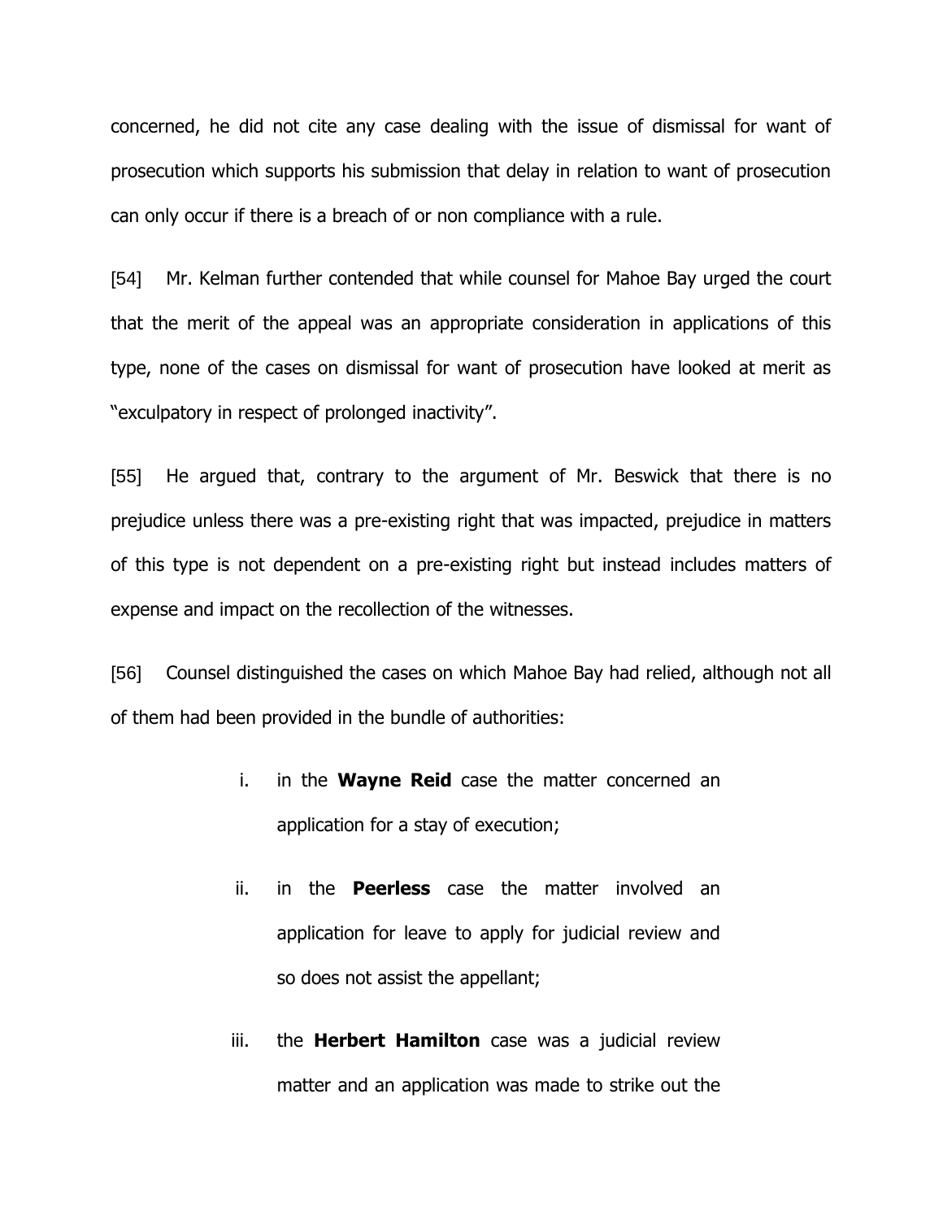concerned, he did not cite any case dealing with the issue of dismissal for want of prosecution which supports his submission that delay in relation to want of prosecution can only occur if there is a breach of or non compliance with a rule.

[54] Mr. Kelman further contended that while counsel for Mahoe Bay urged the court that the merit of the appeal was an appropriate consideration in applications of this type, none of the cases on dismissal for want of prosecution have looked at merit as "exculpatory in respect of prolonged inactivity".

[55] He argued that, contrary to the argument of Mr. Beswick that there is no prejudice unless there was a pre-existing right that was impacted, prejudice in matters of this type is not dependent on a pre-existing right but instead includes matters of expense and impact on the recollection of the witnesses.

[56] Counsel distinguished the cases on which Mahoe Bay had relied, although not all of them had been provided in the bundle of authorities:

i. in the **Wayne Reid** case the matter concerned an application for a stay of execution;

ii. in the **Peerless** case the matter involved an application for leave to apply for judicial review and so does not assist the appellant;

iii. the **Herbert Hamilton** case was a judicial review matter and an application was made to strike out the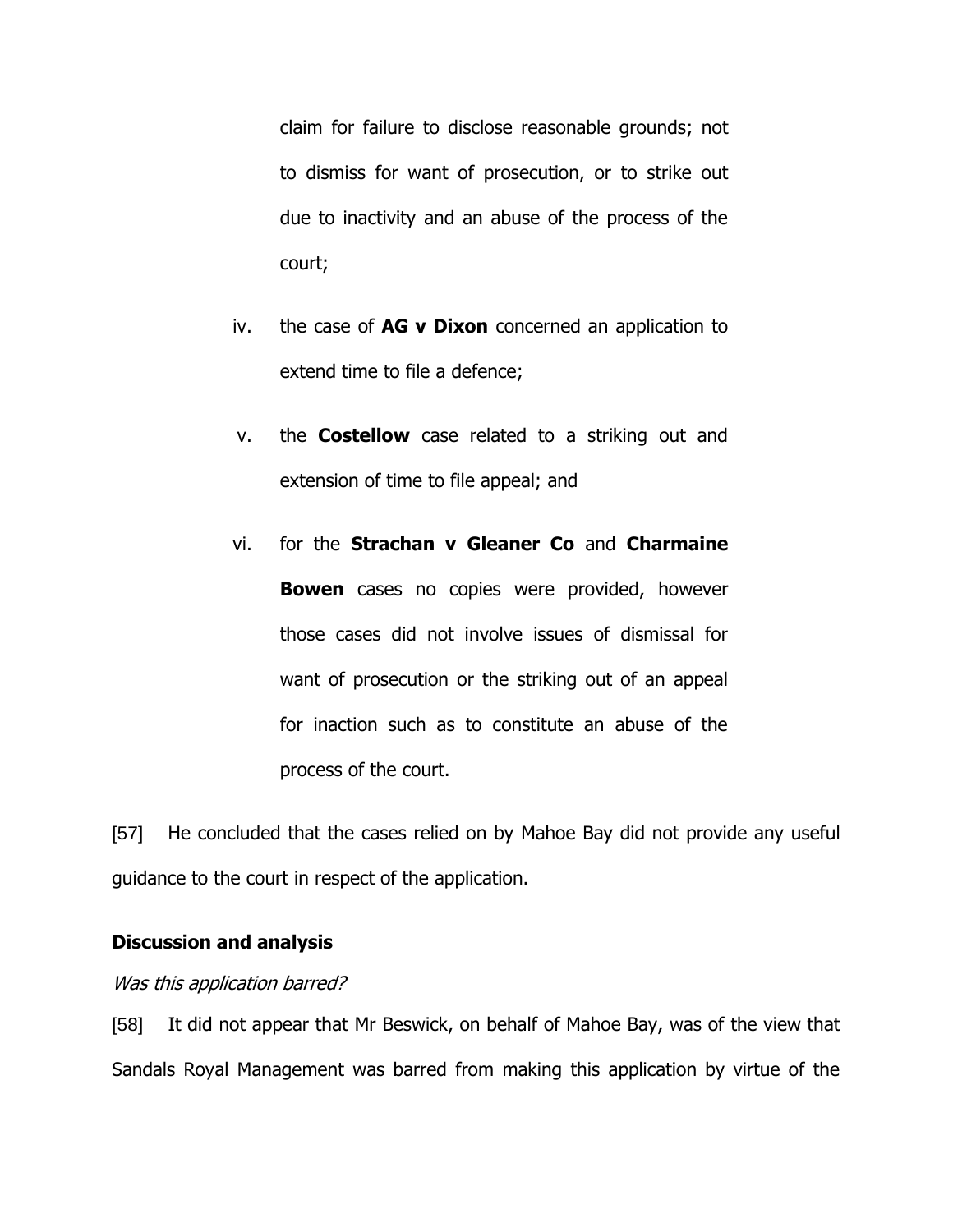claim for failure to disclose reasonable grounds; not to dismiss for want of prosecution, or to strike out due to inactivity and an abuse of the process of the court;

iv. the case of **AG v Dixon** concerned an application to extend time to file a defence;

v. the **Costellow** case related to a striking out and extension of time to file appeal; and

vi. for the **Strachan v Gleaner Co** and **Charmaine Bowen** cases no copies were provided, however those cases did not involve issues of dismissal for want of prosecution or the striking out of an appeal for inaction such as to constitute an abuse of the process of the court.

[57] He concluded that the cases relied on by Mahoe Bay did not provide any useful guidance to the court in respect of the application.

**Discussion and analysis**

*Was this application barred?*

[58] It did not appear that Mr Beswick, on behalf of Mahoe Bay, was of the view that Sandals Royal Management was barred from making this application by virtue of the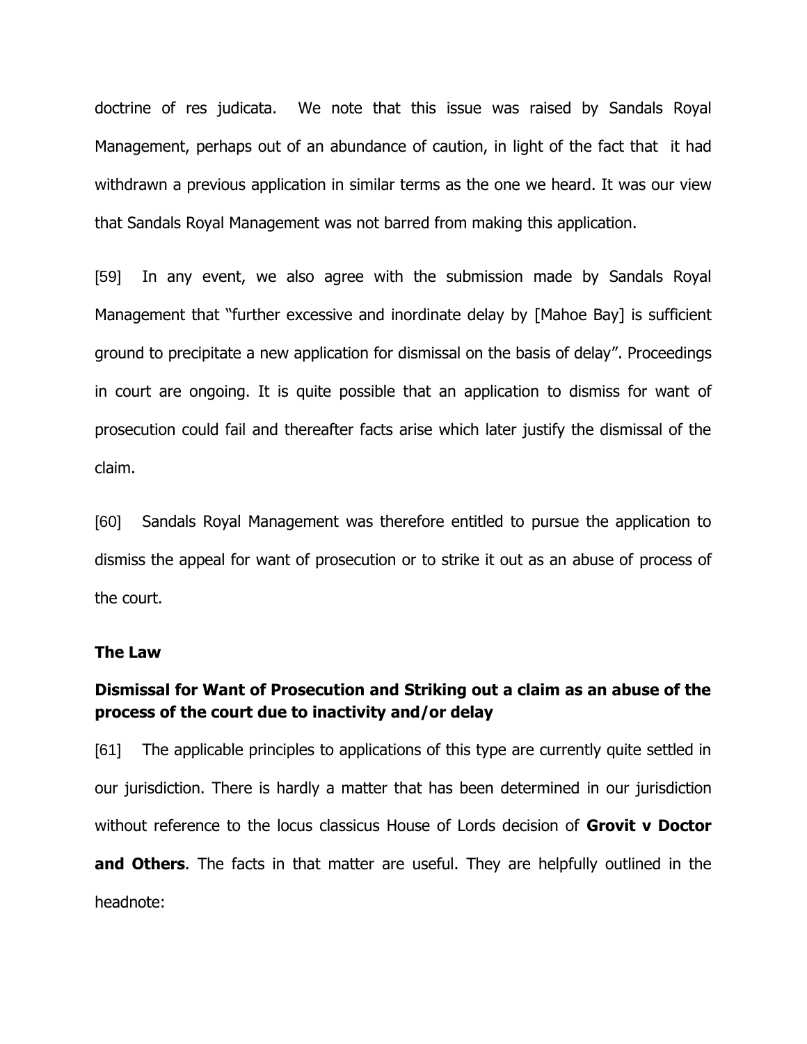doctrine of res judicata. We note that this issue was raised by Sandals Royal Management, perhaps out of an abundance of caution, in light of the fact that it had withdrawn a previous application in similar terms as the one we heard. It was our view that Sandals Royal Management was not barred from making this application.

[59] In any event, we also agree with the submission made by Sandals Royal Management that "further excessive and inordinate delay by [Mahoe Bay] is sufficient ground to precipitate a new application for dismissal on the basis of delay". Proceedings in court are ongoing. It is quite possible that an application to dismiss for want of prosecution could fail and thereafter facts arise which later justify the dismissal of the claim.

[60] Sandals Royal Management was therefore entitled to pursue the application to dismiss the appeal for want of prosecution or to strike it out as an abuse of process of the court.

**The Law**

**Dismissal for Want of Prosecution and Striking out a claim as an abuse of the process of the court due to inactivity and/or delay**

[61] The applicable principles to applications of this type are currently quite settled in our jurisdiction. There is hardly a matter that has been determined in our jurisdiction without reference to the locus classicus House of Lords decision of **Grovit v Doctor and Others**. The facts in that matter are useful. They are helpfully outlined in the headnote: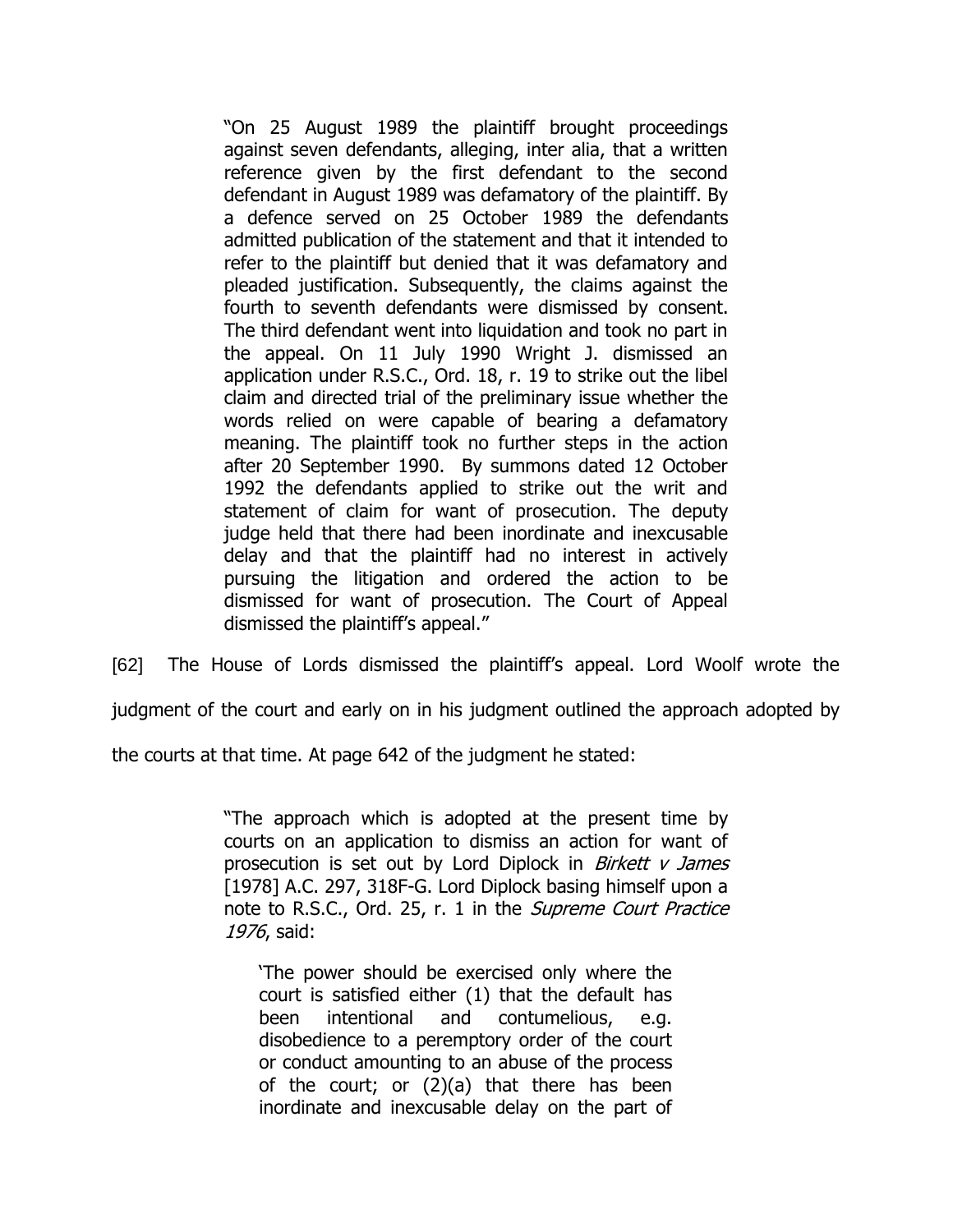> "On 25 August 1989 the plaintiff brought proceedings against seven defendants, alleging, inter alia, that a written reference given by the first defendant to the second defendant in August 1989 was defamatory of the plaintiff. By a defence served on 25 October 1989 the defendants admitted publication of the statement and that it intended to refer to the plaintiff but denied that it was defamatory and pleaded justification. Subsequently, the claims against the fourth to seventh defendants were dismissed by consent. The third defendant went into liquidation and took no part in the appeal. On 11 July 1990 Wright J. dismissed an application under R.S.C., Ord. 18, r. 19 to strike out the libel claim and directed trial of the preliminary issue whether the words relied on were capable of bearing a defamatory meaning. The plaintiff took no further steps in the action after 20 September 1990. By summons dated 12 October 1992 the defendants applied to strike out the writ and statement of claim for want of prosecution. The deputy judge held that there had been inordinate and inexcusable delay and that the plaintiff had no interest in actively pursuing the litigation and ordered the action to be dismissed for want of prosecution. The Court of Appeal dismissed the plaintiff's appeal."

[62] The House of Lords dismissed the plaintiff's appeal. Lord Woolf wrote the judgment of the court and early on in his judgment outlined the approach adopted by the courts at that time. At page 642 of the judgment he stated:

> "The approach which is adopted at the present time by courts on an application to dismiss an action for want of prosecution is set out by Lord Diplock in *Birkett v James* [1978] A.C. 297, 318F-G. Lord Diplock basing himself upon a note to R.S.C., Ord. 25, r. 1 in the *Supreme Court Practice 1976*, said:
>
> > 'The power should be exercised only where the court is satisfied either (1) that the default has been intentional and contumelious, e.g. disobedience to a peremptory order of the court or conduct amounting to an abuse of the process of the court; or (2)(a) that there has been inordinate and inexcusable delay on the part of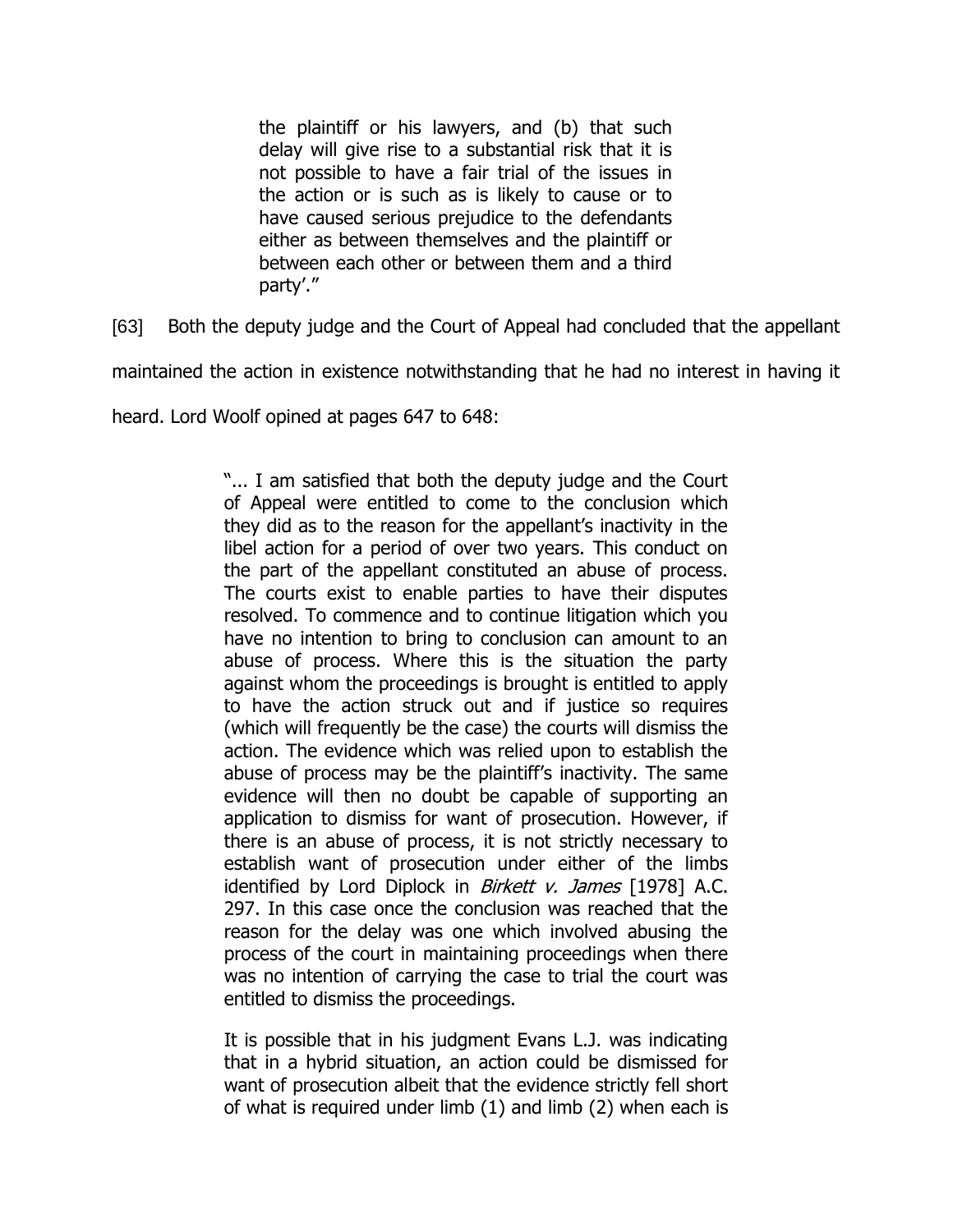> the plaintiff or his lawyers, and (b) that such delay will give rise to a substantial risk that it is not possible to have a fair trial of the issues in the action or is such as is likely to cause or to have caused serious prejudice to the defendants either as between themselves and the plaintiff or between each other or between them and a third party'."

[63] Both the deputy judge and the Court of Appeal had concluded that the appellant maintained the action in existence notwithstanding that he had no interest in having it heard. Lord Woolf opined at pages 647 to 648:

> "... I am satisfied that both the deputy judge and the Court of Appeal were entitled to come to the conclusion which they did as to the reason for the appellant's inactivity in the libel action for a period of over two years. This conduct on the part of the appellant constituted an abuse of process. The courts exist to enable parties to have their disputes resolved. To commence and to continue litigation which you have no intention to bring to conclusion can amount to an abuse of process. Where this is the situation the party against whom the proceedings is brought is entitled to apply to have the action struck out and if justice so requires (which will frequently be the case) the courts will dismiss the action. The evidence which was relied upon to establish the abuse of process may be the plaintiff's inactivity. The same evidence will then no doubt be capable of supporting an application to dismiss for want of prosecution. However, if there is an abuse of process, it is not strictly necessary to establish want of prosecution under either of the limbs identified by Lord Diplock in *Birkett v. James* [1978] A.C. 297. In this case once the conclusion was reached that the reason for the delay was one which involved abusing the process of the court in maintaining proceedings when there was no intention of carrying the case to trial the court was entitled to dismiss the proceedings.
>
> It is possible that in his judgment Evans L.J. was indicating that in a hybrid situation, an action could be dismissed for want of prosecution albeit that the evidence strictly fell short of what is required under limb (1) and limb (2) when each is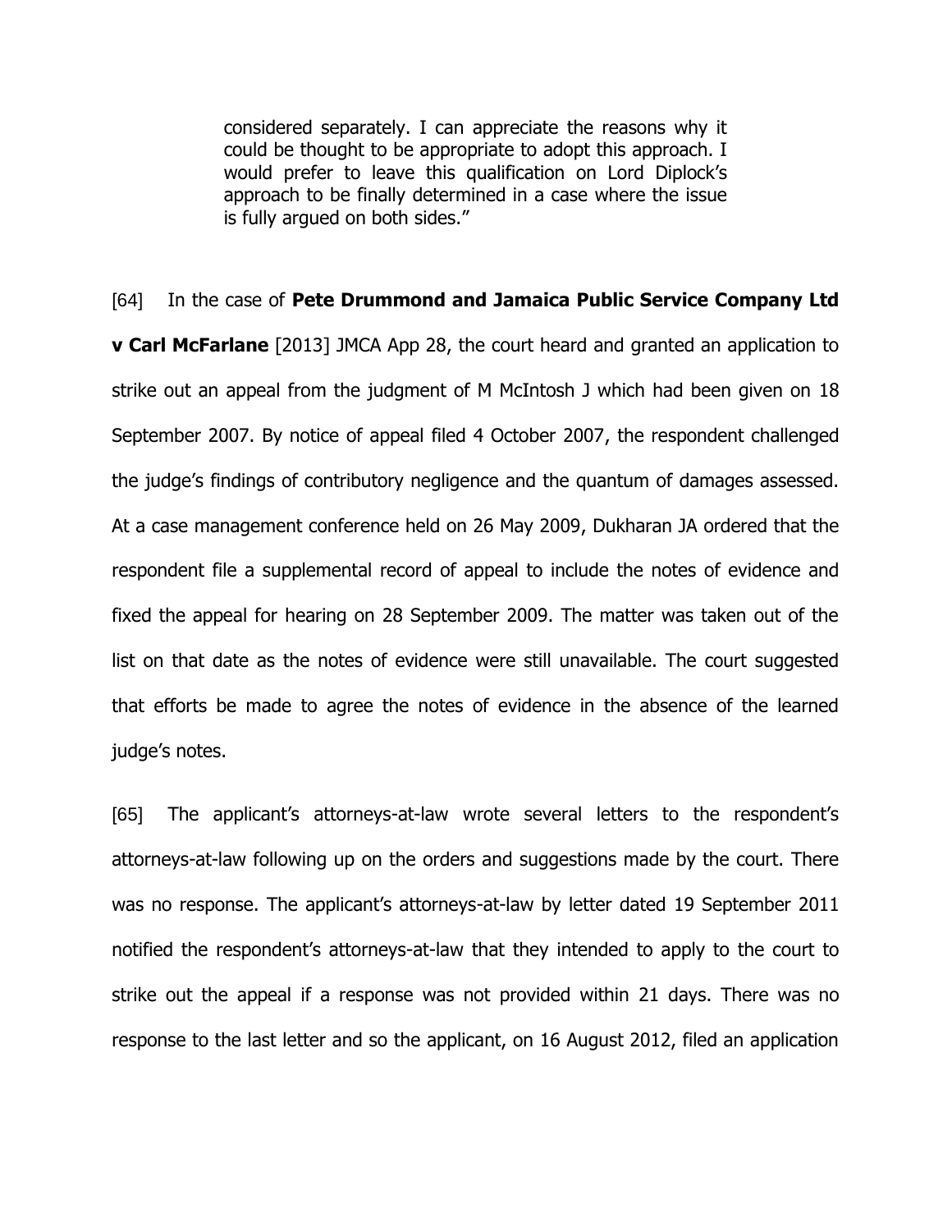> considered separately. I can appreciate the reasons why it could be thought to be appropriate to adopt this approach. I would prefer to leave this qualification on Lord Diplock's approach to be finally determined in a case where the issue is fully argued on both sides."

[64] In the case of **Pete Drummond and Jamaica Public Service Company Ltd v Carl McFarlane** [2013] JMCA App 28, the court heard and granted an application to strike out an appeal from the judgment of M McIntosh J which had been given on 18 September 2007. By notice of appeal filed 4 October 2007, the respondent challenged the judge's findings of contributory negligence and the quantum of damages assessed. At a case management conference held on 26 May 2009, Dukharan JA ordered that the respondent file a supplemental record of appeal to include the notes of evidence and fixed the appeal for hearing on 28 September 2009. The matter was taken out of the list on that date as the notes of evidence were still unavailable. The court suggested that efforts be made to agree the notes of evidence in the absence of the learned judge's notes.

[65] The applicant's attorneys-at-law wrote several letters to the respondent's attorneys-at-law following up on the orders and suggestions made by the court. There was no response. The applicant's attorneys-at-law by letter dated 19 September 2011 notified the respondent's attorneys-at-law that they intended to apply to the court to strike out the appeal if a response was not provided within 21 days. There was no response to the last letter and so the applicant, on 16 August 2012, filed an application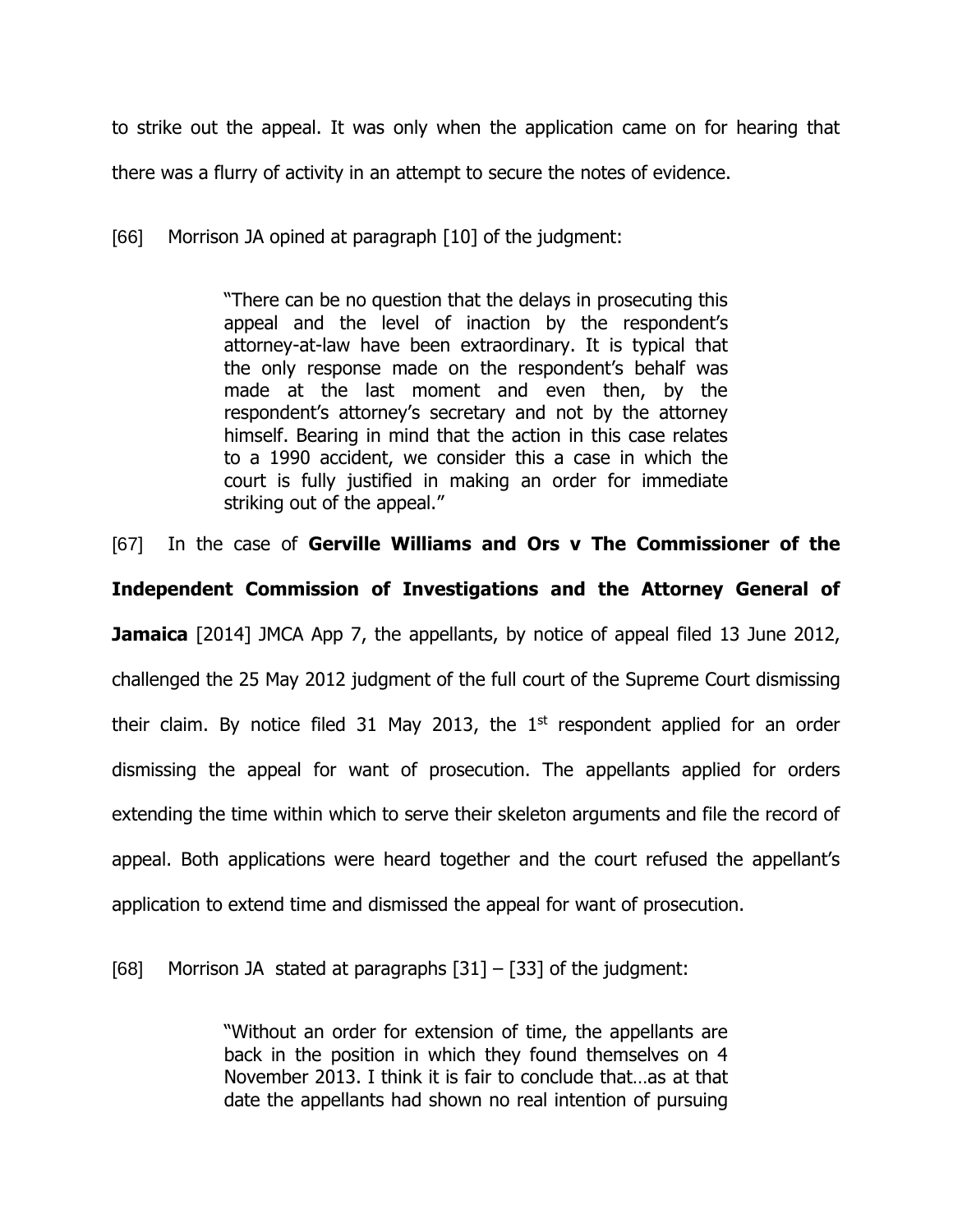to strike out the appeal. It was only when the application came on for hearing that there was a flurry of activity in an attempt to secure the notes of evidence.

[66] Morrison JA opined at paragraph [10] of the judgment:

> "There can be no question that the delays in prosecuting this appeal and the level of inaction by the respondent's attorney-at-law have been extraordinary. It is typical that the only response made on the respondent's behalf was made at the last moment and even then, by the respondent's attorney's secretary and not by the attorney himself. Bearing in mind that the action in this case relates to a 1990 accident, we consider this a case in which the court is fully justified in making an order for immediate striking out of the appeal."

[67] In the case of **Gerville Williams and Ors v The Commissioner of the Independent Commission of Investigations and the Attorney General of Jamaica** [2014] JMCA App 7, the appellants, by notice of appeal filed 13 June 2012, challenged the 25 May 2012 judgment of the full court of the Supreme Court dismissing their claim. By notice filed 31 May 2013, the 1st respondent applied for an order dismissing the appeal for want of prosecution. The appellants applied for orders extending the time within which to serve their skeleton arguments and file the record of appeal. Both applications were heard together and the court refused the appellant's application to extend time and dismissed the appeal for want of prosecution.

[68] Morrison JA stated at paragraphs [31] – [33] of the judgment:

> "Without an order for extension of time, the appellants are back in the position in which they found themselves on 4 November 2013. I think it is fair to conclude that…as at that date the appellants had shown no real intention of pursuing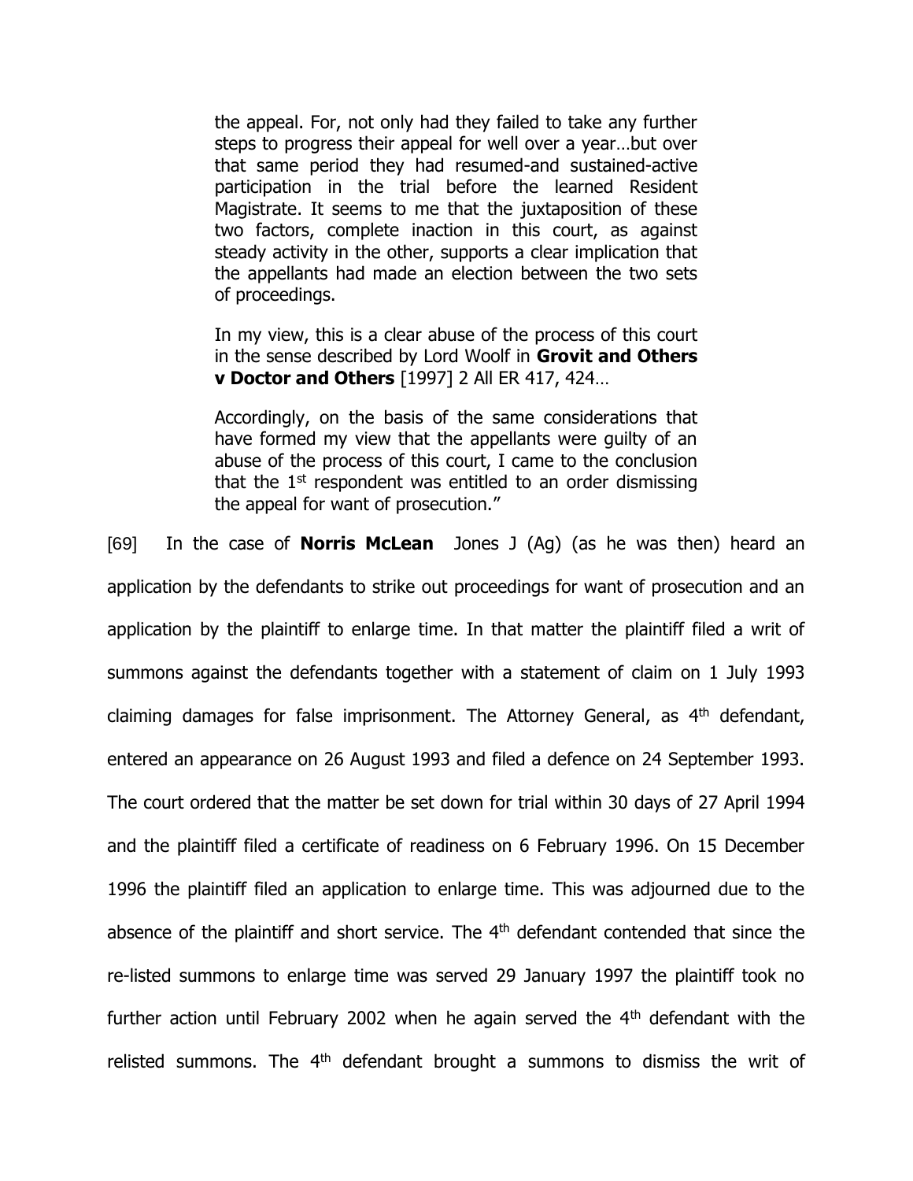> the appeal. For, not only had they failed to take any further steps to progress their appeal for well over a year…but over that same period they had resumed-and sustained-active participation in the trial before the learned Resident Magistrate. It seems to me that the juxtaposition of these two factors, complete inaction in this court, as against steady activity in the other, supports a clear implication that the appellants had made an election between the two sets of proceedings.
>
> In my view, this is a clear abuse of the process of this court in the sense described by Lord Woolf in **Grovit and Others v Doctor and Others** [1997] 2 All ER 417, 424…
>
> Accordingly, on the basis of the same considerations that have formed my view that the appellants were guilty of an abuse of the process of this court, I came to the conclusion that the 1st respondent was entitled to an order dismissing the appeal for want of prosecution."

[69] In the case of **Norris McLean** Jones J (Ag) (as he was then) heard an application by the defendants to strike out proceedings for want of prosecution and an application by the plaintiff to enlarge time. In that matter the plaintiff filed a writ of summons against the defendants together with a statement of claim on 1 July 1993 claiming damages for false imprisonment. The Attorney General, as 4th defendant, entered an appearance on 26 August 1993 and filed a defence on 24 September 1993. The court ordered that the matter be set down for trial within 30 days of 27 April 1994 and the plaintiff filed a certificate of readiness on 6 February 1996. On 15 December 1996 the plaintiff filed an application to enlarge time. This was adjourned due to the absence of the plaintiff and short service. The 4th defendant contended that since the re-listed summons to enlarge time was served 29 January 1997 the plaintiff took no further action until February 2002 when he again served the 4th defendant with the relisted summons. The 4th defendant brought a summons to dismiss the writ of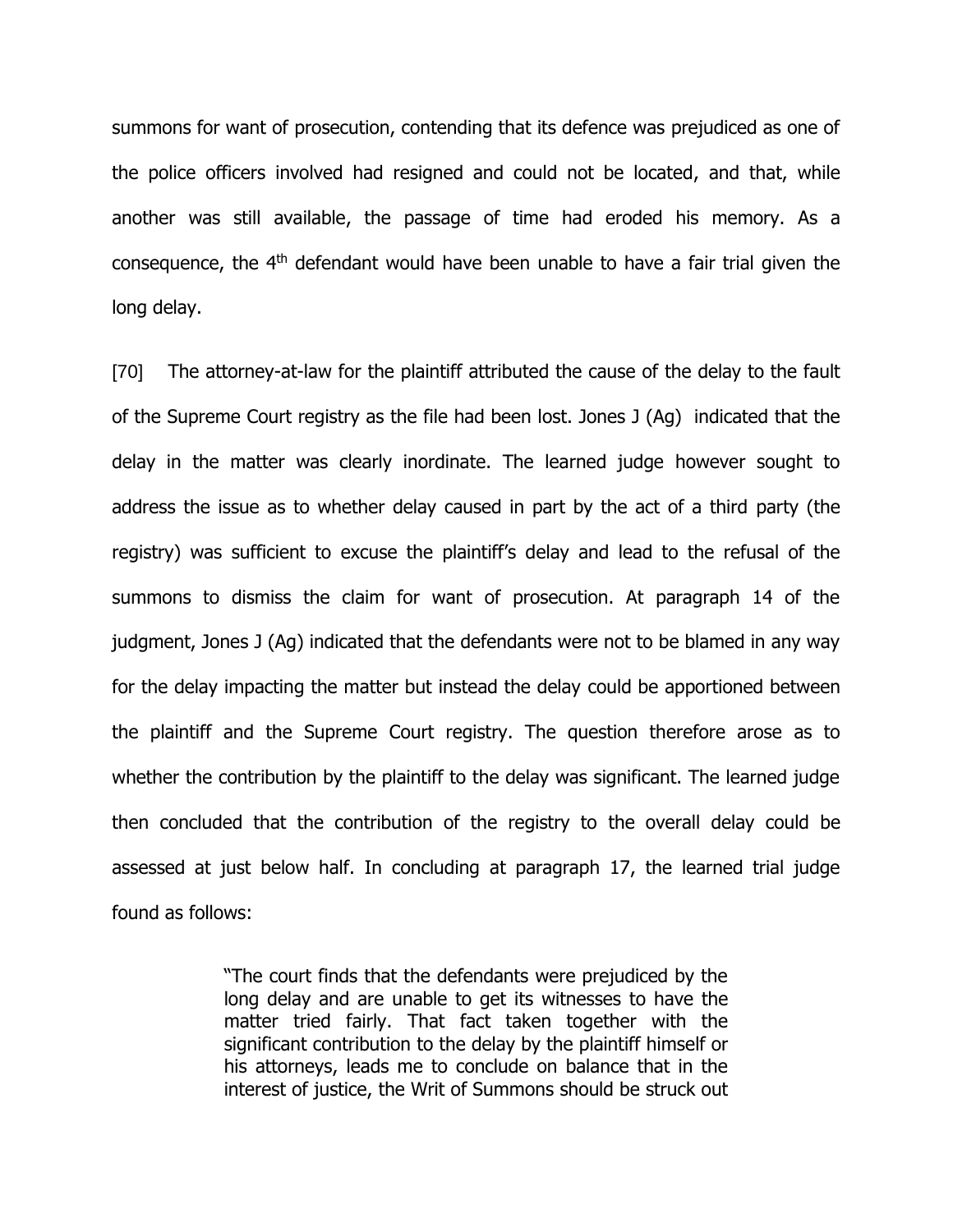summons for want of prosecution, contending that its defence was prejudiced as one of the police officers involved had resigned and could not be located, and that, while another was still available, the passage of time had eroded his memory. As a consequence, the 4th defendant would have been unable to have a fair trial given the long delay.

[70] The attorney-at-law for the plaintiff attributed the cause of the delay to the fault of the Supreme Court registry as the file had been lost. Jones J (Ag) indicated that the delay in the matter was clearly inordinate. The learned judge however sought to address the issue as to whether delay caused in part by the act of a third party (the registry) was sufficient to excuse the plaintiff's delay and lead to the refusal of the summons to dismiss the claim for want of prosecution. At paragraph 14 of the judgment, Jones J (Ag) indicated that the defendants were not to be blamed in any way for the delay impacting the matter but instead the delay could be apportioned between the plaintiff and the Supreme Court registry. The question therefore arose as to whether the contribution by the plaintiff to the delay was significant. The learned judge then concluded that the contribution of the registry to the overall delay could be assessed at just below half. In concluding at paragraph 17, the learned trial judge found as follows:

> "The court finds that the defendants were prejudiced by the long delay and are unable to get its witnesses to have the matter tried fairly. That fact taken together with the significant contribution to the delay by the plaintiff himself or his attorneys, leads me to conclude on balance that in the interest of justice, the Writ of Summons should be struck out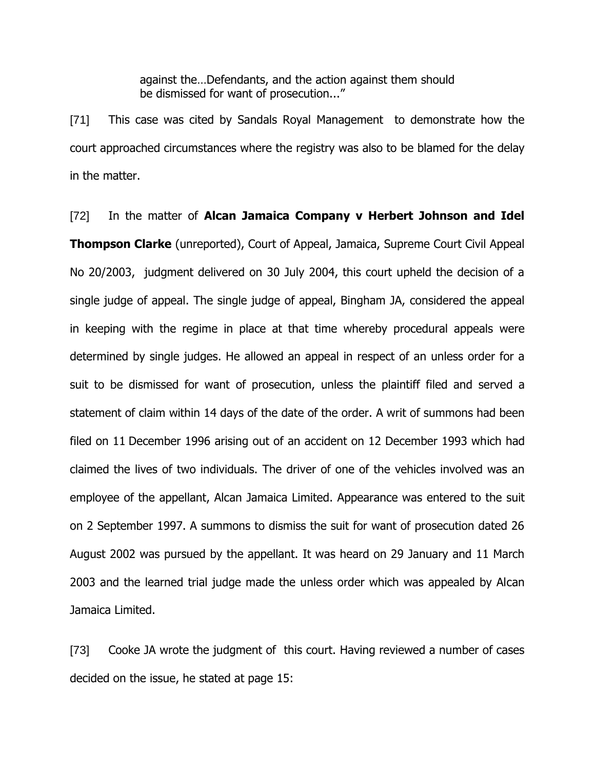> against the…Defendants, and the action against them should be dismissed for want of prosecution..."

[71] This case was cited by Sandals Royal Management to demonstrate how the court approached circumstances where the registry was also to be blamed for the delay in the matter.

[72] In the matter of **Alcan Jamaica Company v Herbert Johnson and Idel Thompson Clarke** (unreported), Court of Appeal, Jamaica, Supreme Court Civil Appeal No 20/2003, judgment delivered on 30 July 2004, this court upheld the decision of a single judge of appeal. The single judge of appeal, Bingham JA, considered the appeal in keeping with the regime in place at that time whereby procedural appeals were determined by single judges. He allowed an appeal in respect of an unless order for a suit to be dismissed for want of prosecution, unless the plaintiff filed and served a statement of claim within 14 days of the date of the order. A writ of summons had been filed on 11 December 1996 arising out of an accident on 12 December 1993 which had claimed the lives of two individuals. The driver of one of the vehicles involved was an employee of the appellant, Alcan Jamaica Limited. Appearance was entered to the suit on 2 September 1997. A summons to dismiss the suit for want of prosecution dated 26 August 2002 was pursued by the appellant. It was heard on 29 January and 11 March 2003 and the learned trial judge made the unless order which was appealed by Alcan Jamaica Limited.

[73] Cooke JA wrote the judgment of this court. Having reviewed a number of cases decided on the issue, he stated at page 15: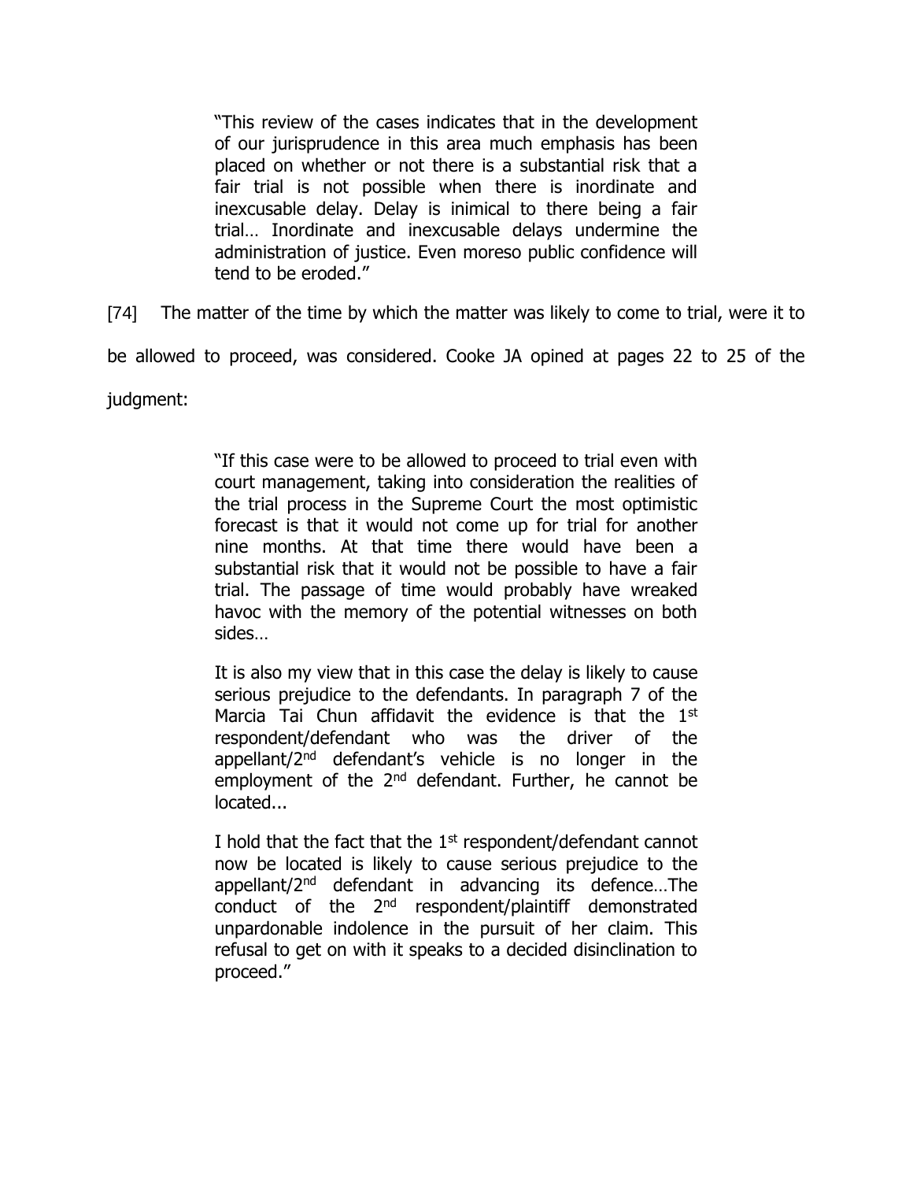> "This review of the cases indicates that in the development of our jurisprudence in this area much emphasis has been placed on whether or not there is a substantial risk that a fair trial is not possible when there is inordinate and inexcusable delay. Delay is inimical to there being a fair trial… Inordinate and inexcusable delays undermine the administration of justice. Even moreso public confidence will tend to be eroded."

[74] The matter of the time by which the matter was likely to come to trial, were it to be allowed to proceed, was considered. Cooke JA opined at pages 22 to 25 of the judgment:

> "If this case were to be allowed to proceed to trial even with court management, taking into consideration the realities of the trial process in the Supreme Court the most optimistic forecast is that it would not come up for trial for another nine months. At that time there would have been a substantial risk that it would not be possible to have a fair trial. The passage of time would probably have wreaked havoc with the memory of the potential witnesses on both sides…
>
> It is also my view that in this case the delay is likely to cause serious prejudice to the defendants. In paragraph 7 of the Marcia Tai Chun affidavit the evidence is that the 1st respondent/defendant who was the driver of the appellant/2nd defendant's vehicle is no longer in the employment of the 2nd defendant. Further, he cannot be located...
>
> I hold that the fact that the 1st respondent/defendant cannot now be located is likely to cause serious prejudice to the appellant/2nd defendant in advancing its defence…The conduct of the 2nd respondent/plaintiff demonstrated unpardonable indolence in the pursuit of her claim. This refusal to get on with it speaks to a decided disinclination to proceed."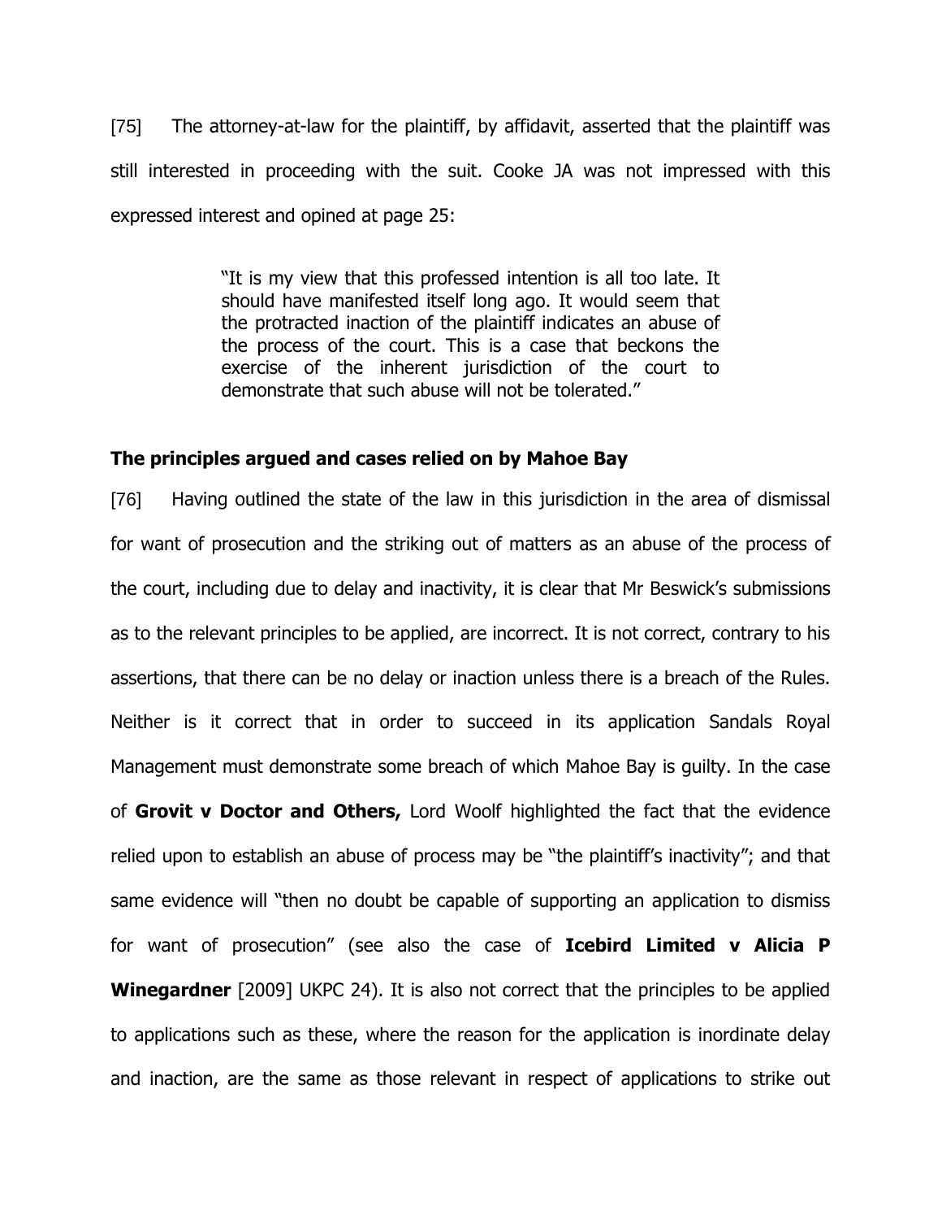[75] The attorney-at-law for the plaintiff, by affidavit, asserted that the plaintiff was still interested in proceeding with the suit. Cooke JA was not impressed with this expressed interest and opined at page 25:

> "It is my view that this professed intention is all too late. It should have manifested itself long ago. It would seem that the protracted inaction of the plaintiff indicates an abuse of the process of the court. This is a case that beckons the exercise of the inherent jurisdiction of the court to demonstrate that such abuse will not be tolerated."

**The principles argued and cases relied on by Mahoe Bay**

[76] Having outlined the state of the law in this jurisdiction in the area of dismissal for want of prosecution and the striking out of matters as an abuse of the process of the court, including due to delay and inactivity, it is clear that Mr Beswick's submissions as to the relevant principles to be applied, are incorrect. It is not correct, contrary to his assertions, that there can be no delay or inaction unless there is a breach of the Rules. Neither is it correct that in order to succeed in its application Sandals Royal Management must demonstrate some breach of which Mahoe Bay is guilty. In the case of **Grovit v Doctor and Others,** Lord Woolf highlighted the fact that the evidence relied upon to establish an abuse of process may be "the plaintiff's inactivity"; and that same evidence will "then no doubt be capable of supporting an application to dismiss for want of prosecution" (see also the case of **Icebird Limited v Alicia P Winegardner** [2009] UKPC 24). It is also not correct that the principles to be applied to applications such as these, where the reason for the application is inordinate delay and inaction, are the same as those relevant in respect of applications to strike out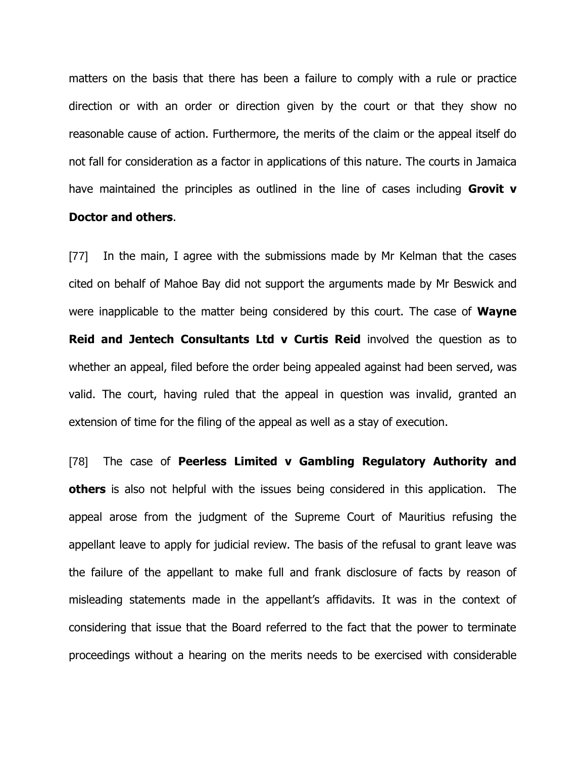matters on the basis that there has been a failure to comply with a rule or practice direction or with an order or direction given by the court or that they show no reasonable cause of action. Furthermore, the merits of the claim or the appeal itself do not fall for consideration as a factor in applications of this nature. The courts in Jamaica have maintained the principles as outlined in the line of cases including **Grovit v Doctor and others**.

[77] In the main, I agree with the submissions made by Mr Kelman that the cases cited on behalf of Mahoe Bay did not support the arguments made by Mr Beswick and were inapplicable to the matter being considered by this court. The case of **Wayne Reid and Jentech Consultants Ltd v Curtis Reid** involved the question as to whether an appeal, filed before the order being appealed against had been served, was valid. The court, having ruled that the appeal in question was invalid, granted an extension of time for the filing of the appeal as well as a stay of execution.

[78] The case of **Peerless Limited v Gambling Regulatory Authority and others** is also not helpful with the issues being considered in this application. The appeal arose from the judgment of the Supreme Court of Mauritius refusing the appellant leave to apply for judicial review. The basis of the refusal to grant leave was the failure of the appellant to make full and frank disclosure of facts by reason of misleading statements made in the appellant's affidavits. It was in the context of considering that issue that the Board referred to the fact that the power to terminate proceedings without a hearing on the merits needs to be exercised with considerable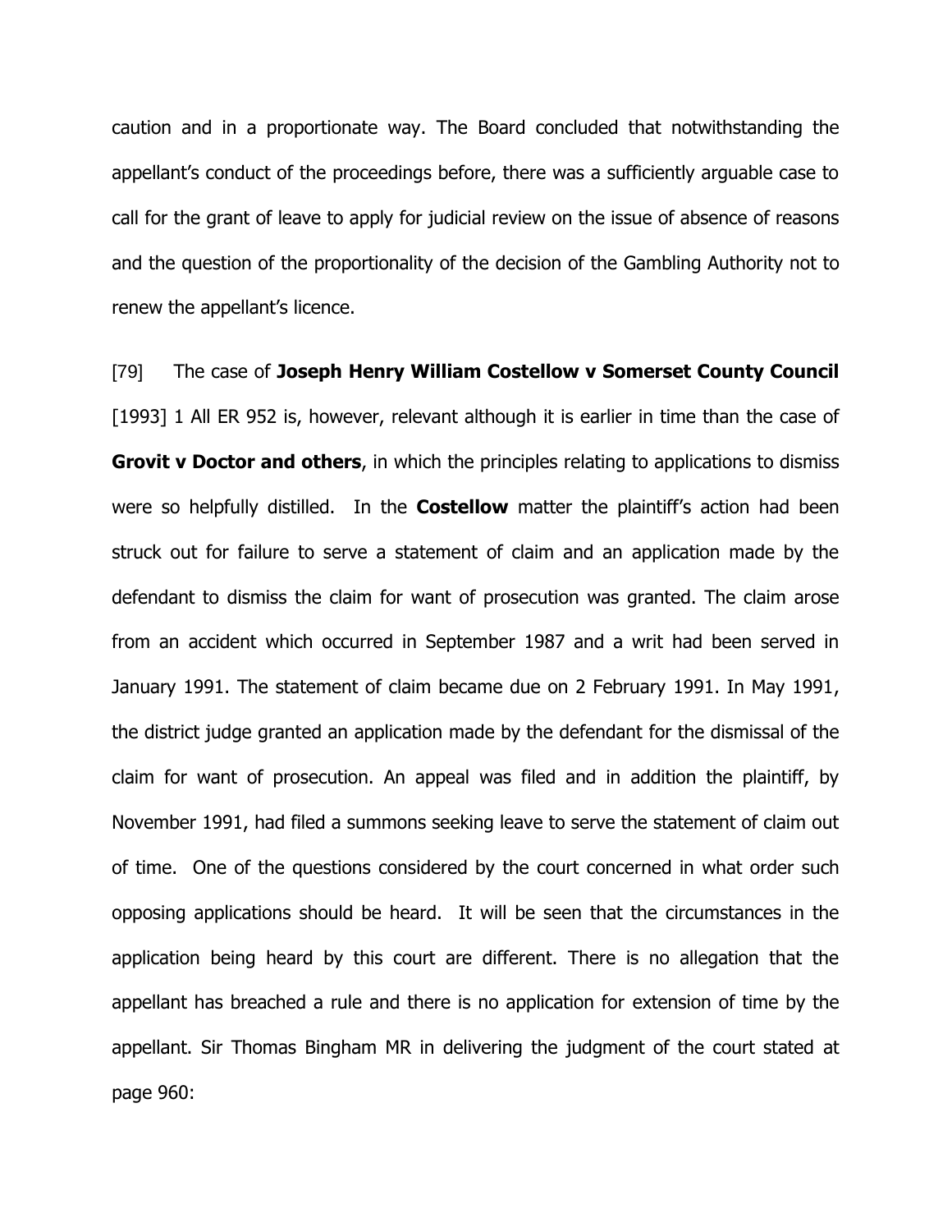caution and in a proportionate way. The Board concluded that notwithstanding the appellant's conduct of the proceedings before, there was a sufficiently arguable case to call for the grant of leave to apply for judicial review on the issue of absence of reasons and the question of the proportionality of the decision of the Gambling Authority not to renew the appellant's licence.

[79] The case of **Joseph Henry William Costellow v Somerset County Council** [1993] 1 All ER 952 is, however, relevant although it is earlier in time than the case of **Grovit v Doctor and others**, in which the principles relating to applications to dismiss were so helpfully distilled. In the **Costellow** matter the plaintiff's action had been struck out for failure to serve a statement of claim and an application made by the defendant to dismiss the claim for want of prosecution was granted. The claim arose from an accident which occurred in September 1987 and a writ had been served in January 1991. The statement of claim became due on 2 February 1991. In May 1991, the district judge granted an application made by the defendant for the dismissal of the claim for want of prosecution. An appeal was filed and in addition the plaintiff, by November 1991, had filed a summons seeking leave to serve the statement of claim out of time. One of the questions considered by the court concerned in what order such opposing applications should be heard. It will be seen that the circumstances in the application being heard by this court are different. There is no allegation that the appellant has breached a rule and there is no application for extension of time by the appellant. Sir Thomas Bingham MR in delivering the judgment of the court stated at page 960: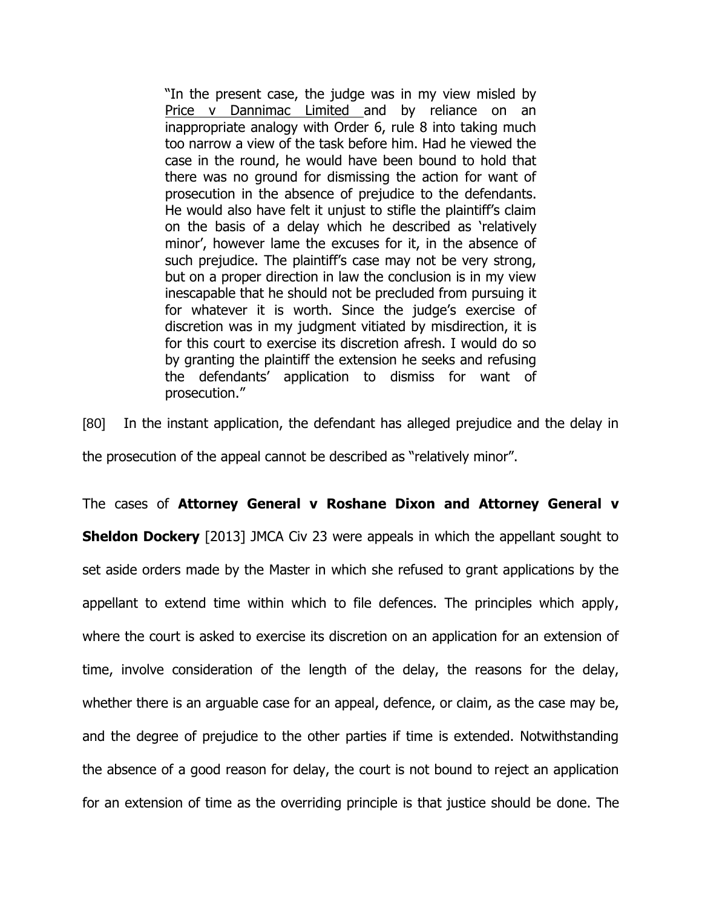> "In the present case, the judge was in my view misled by Price v Dannimac Limited and by reliance on an inappropriate analogy with Order 6, rule 8 into taking much too narrow a view of the task before him. Had he viewed the case in the round, he would have been bound to hold that there was no ground for dismissing the action for want of prosecution in the absence of prejudice to the defendants. He would also have felt it unjust to stifle the plaintiff's claim on the basis of a delay which he described as 'relatively minor', however lame the excuses for it, in the absence of such prejudice. The plaintiff's case may not be very strong, but on a proper direction in law the conclusion is in my view inescapable that he should not be precluded from pursuing it for whatever it is worth. Since the judge's exercise of discretion was in my judgment vitiated by misdirection, it is for this court to exercise its discretion afresh. I would do so by granting the plaintiff the extension he seeks and refusing the defendants' application to dismiss for want of prosecution."

[80] In the instant application, the defendant has alleged prejudice and the delay in the prosecution of the appeal cannot be described as "relatively minor".

The cases of **Attorney General v Roshane Dixon and Attorney General v Sheldon Dockery** [2013] JMCA Civ 23 were appeals in which the appellant sought to set aside orders made by the Master in which she refused to grant applications by the appellant to extend time within which to file defences. The principles which apply, where the court is asked to exercise its discretion on an application for an extension of time, involve consideration of the length of the delay, the reasons for the delay, whether there is an arguable case for an appeal, defence, or claim, as the case may be, and the degree of prejudice to the other parties if time is extended. Notwithstanding the absence of a good reason for delay, the court is not bound to reject an application for an extension of time as the overriding principle is that justice should be done. The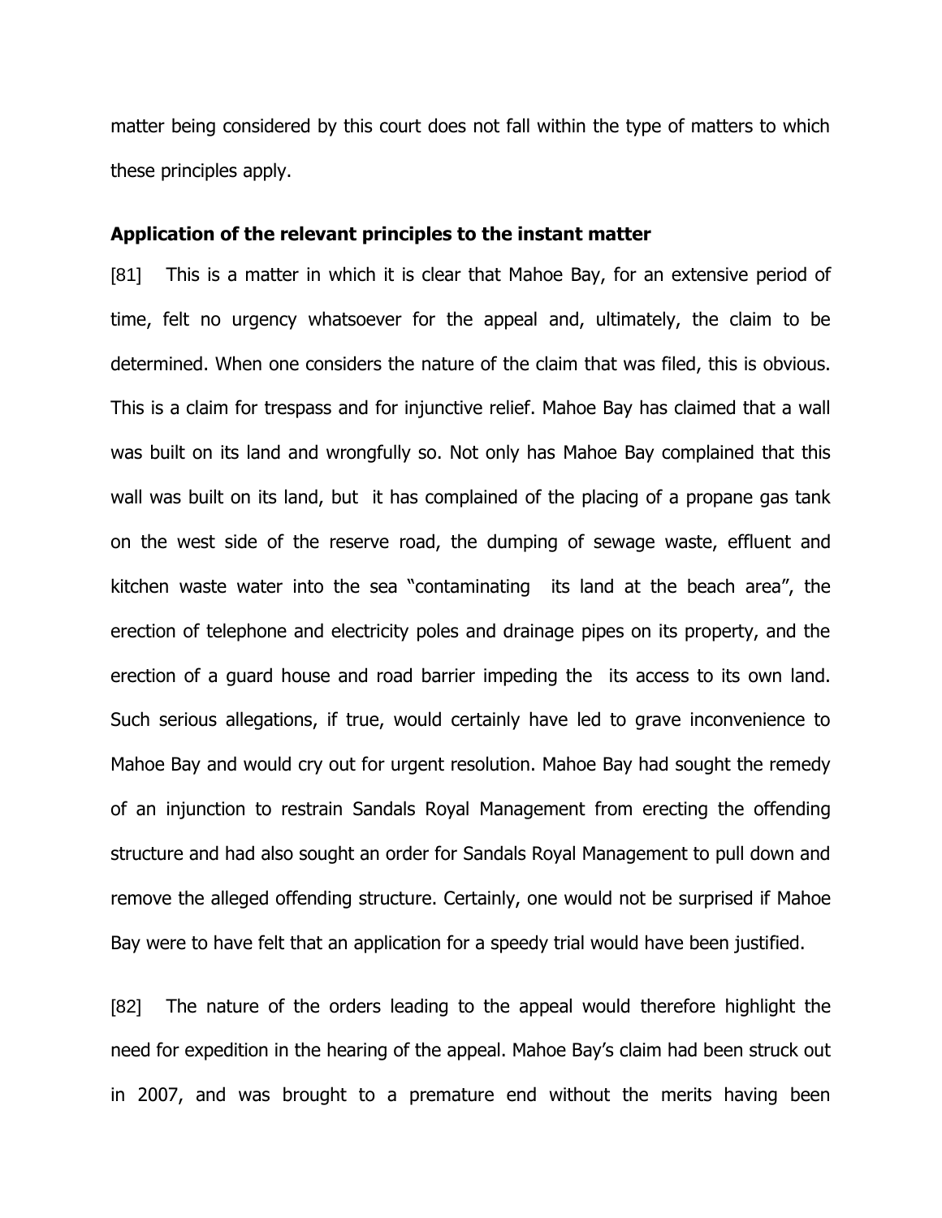matter being considered by this court does not fall within the type of matters to which these principles apply.

**Application of the relevant principles to the instant matter**

[81] This is a matter in which it is clear that Mahoe Bay, for an extensive period of time, felt no urgency whatsoever for the appeal and, ultimately, the claim to be determined. When one considers the nature of the claim that was filed, this is obvious. This is a claim for trespass and for injunctive relief. Mahoe Bay has claimed that a wall was built on its land and wrongfully so. Not only has Mahoe Bay complained that this wall was built on its land, but it has complained of the placing of a propane gas tank on the west side of the reserve road, the dumping of sewage waste, effluent and kitchen waste water into the sea "contaminating its land at the beach area", the erection of telephone and electricity poles and drainage pipes on its property, and the erection of a guard house and road barrier impeding the its access to its own land. Such serious allegations, if true, would certainly have led to grave inconvenience to Mahoe Bay and would cry out for urgent resolution. Mahoe Bay had sought the remedy of an injunction to restrain Sandals Royal Management from erecting the offending structure and had also sought an order for Sandals Royal Management to pull down and remove the alleged offending structure. Certainly, one would not be surprised if Mahoe Bay were to have felt that an application for a speedy trial would have been justified.

[82] The nature of the orders leading to the appeal would therefore highlight the need for expedition in the hearing of the appeal. Mahoe Bay's claim had been struck out in 2007, and was brought to a premature end without the merits having been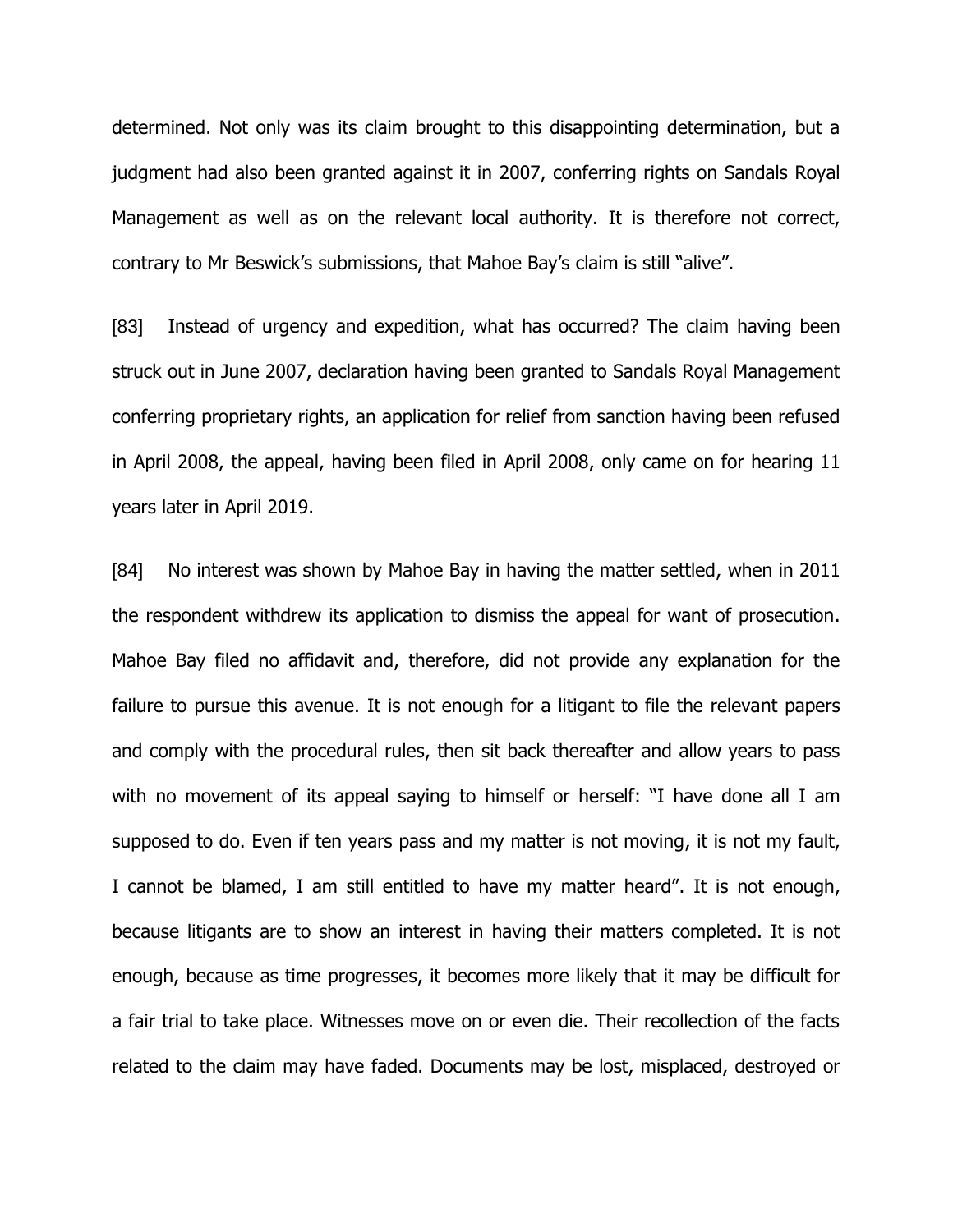determined. Not only was its claim brought to this disappointing determination, but a judgment had also been granted against it in 2007, conferring rights on Sandals Royal Management as well as on the relevant local authority. It is therefore not correct, contrary to Mr Beswick's submissions, that Mahoe Bay's claim is still "alive".

[83] Instead of urgency and expedition, what has occurred? The claim having been struck out in June 2007, declaration having been granted to Sandals Royal Management conferring proprietary rights, an application for relief from sanction having been refused in April 2008, the appeal, having been filed in April 2008, only came on for hearing 11 years later in April 2019.

[84] No interest was shown by Mahoe Bay in having the matter settled, when in 2011 the respondent withdrew its application to dismiss the appeal for want of prosecution. Mahoe Bay filed no affidavit and, therefore, did not provide any explanation for the failure to pursue this avenue. It is not enough for a litigant to file the relevant papers and comply with the procedural rules, then sit back thereafter and allow years to pass with no movement of its appeal saying to himself or herself: "I have done all I am supposed to do. Even if ten years pass and my matter is not moving, it is not my fault, I cannot be blamed, I am still entitled to have my matter heard". It is not enough, because litigants are to show an interest in having their matters completed. It is not enough, because as time progresses, it becomes more likely that it may be difficult for a fair trial to take place. Witnesses move on or even die. Their recollection of the facts related to the claim may have faded. Documents may be lost, misplaced, destroyed or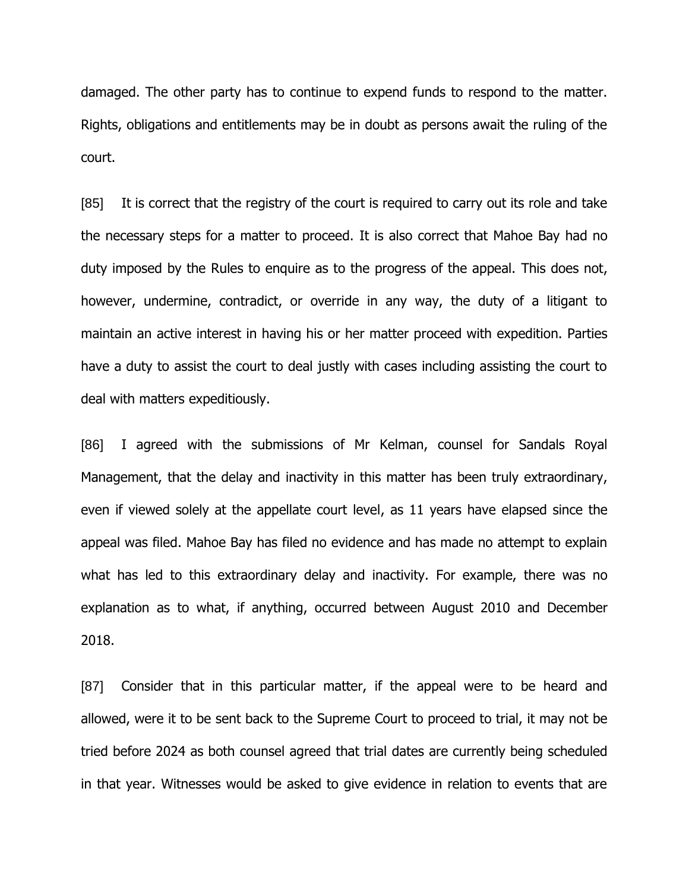damaged. The other party has to continue to expend funds to respond to the matter. Rights, obligations and entitlements may be in doubt as persons await the ruling of the court.

[85] It is correct that the registry of the court is required to carry out its role and take the necessary steps for a matter to proceed. It is also correct that Mahoe Bay had no duty imposed by the Rules to enquire as to the progress of the appeal. This does not, however, undermine, contradict, or override in any way, the duty of a litigant to maintain an active interest in having his or her matter proceed with expedition. Parties have a duty to assist the court to deal justly with cases including assisting the court to deal with matters expeditiously.

[86] I agreed with the submissions of Mr Kelman, counsel for Sandals Royal Management, that the delay and inactivity in this matter has been truly extraordinary, even if viewed solely at the appellate court level, as 11 years have elapsed since the appeal was filed. Mahoe Bay has filed no evidence and has made no attempt to explain what has led to this extraordinary delay and inactivity. For example, there was no explanation as to what, if anything, occurred between August 2010 and December 2018.

[87] Consider that in this particular matter, if the appeal were to be heard and allowed, were it to be sent back to the Supreme Court to proceed to trial, it may not be tried before 2024 as both counsel agreed that trial dates are currently being scheduled in that year. Witnesses would be asked to give evidence in relation to events that are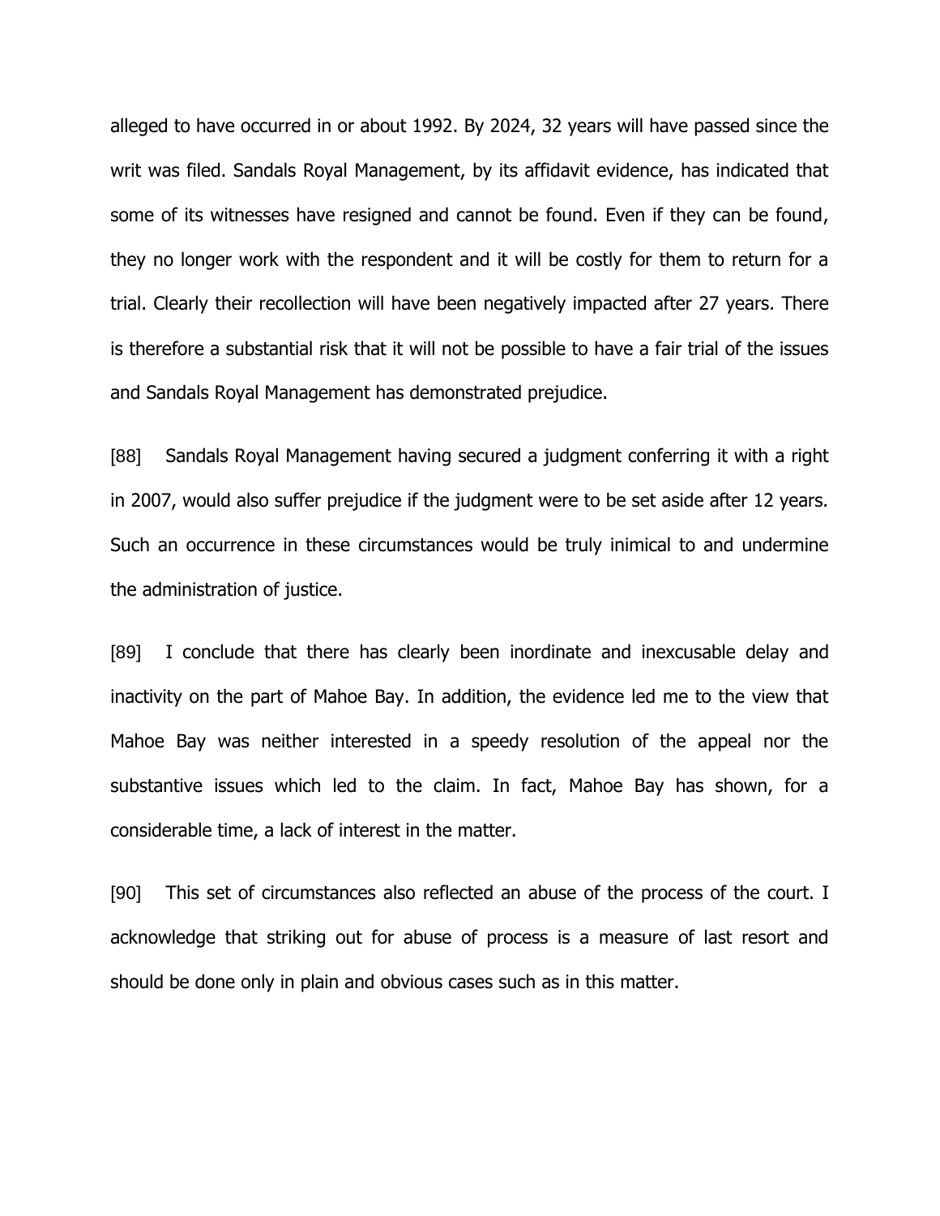alleged to have occurred in or about 1992. By 2024, 32 years will have passed since the writ was filed. Sandals Royal Management, by its affidavit evidence, has indicated that some of its witnesses have resigned and cannot be found. Even if they can be found, they no longer work with the respondent and it will be costly for them to return for a trial. Clearly their recollection will have been negatively impacted after 27 years. There is therefore a substantial risk that it will not be possible to have a fair trial of the issues and Sandals Royal Management has demonstrated prejudice.

[88] Sandals Royal Management having secured a judgment conferring it with a right in 2007, would also suffer prejudice if the judgment were to be set aside after 12 years. Such an occurrence in these circumstances would be truly inimical to and undermine the administration of justice.

[89] I conclude that there has clearly been inordinate and inexcusable delay and inactivity on the part of Mahoe Bay. In addition, the evidence led me to the view that Mahoe Bay was neither interested in a speedy resolution of the appeal nor the substantive issues which led to the claim. In fact, Mahoe Bay has shown, for a considerable time, a lack of interest in the matter.

[90] This set of circumstances also reflected an abuse of the process of the court. I acknowledge that striking out for abuse of process is a measure of last resort and should be done only in plain and obvious cases such as in this matter.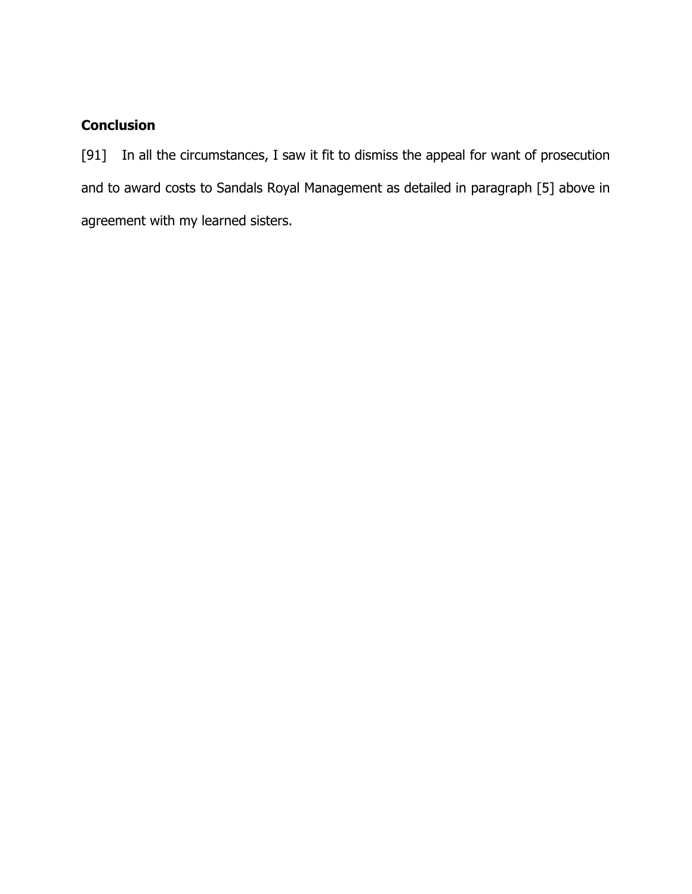## Conclusion

[91] In all the circumstances, I saw it fit to dismiss the appeal for want of prosecution and to award costs to Sandals Royal Management as detailed in paragraph [5] above in agreement with my learned sisters.